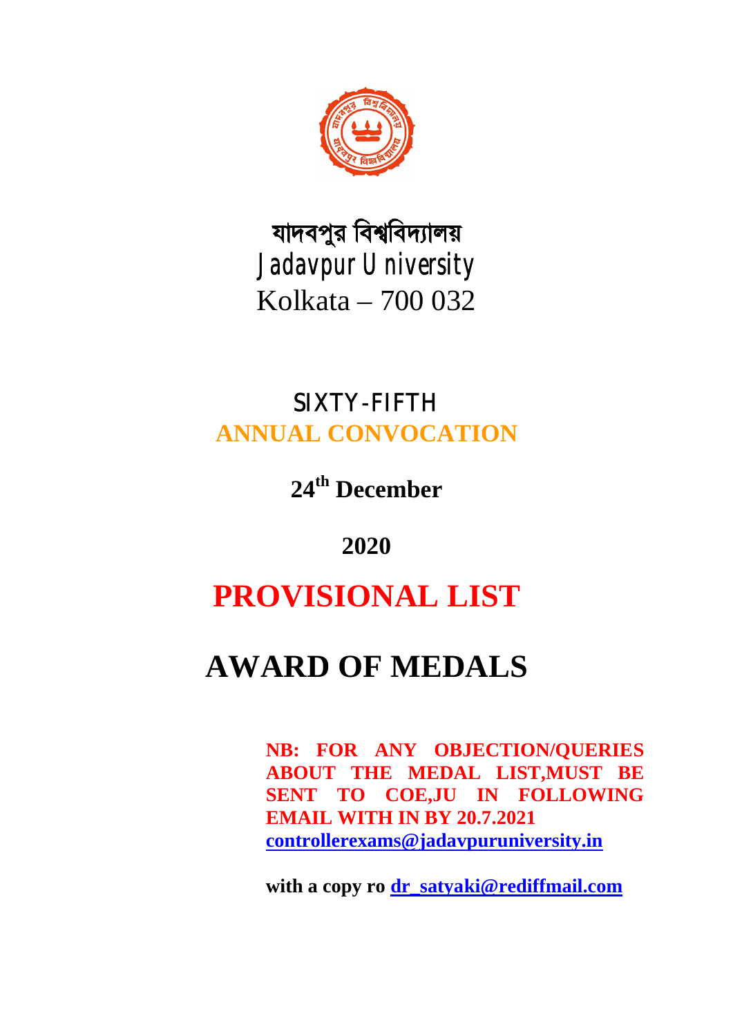যাদবপুর বিশ্ববিদ্যালয়

Jadavpur University

Kolkata – 700 032

# SIXTY-FIFTH

# ANNUAL CONVOCATION

## 24th December

## 2020

# PROVISIONAL LIST

# AWARD OF MEDALS

**NB: FOR ANY OBJECTION/QUERIES ABOUT THE MEDAL LIST,MUST BE SENT TO COE,JU IN FOLLOWING EMAIL WITH IN BY 20.7.2021**
**controllerexams@jadavpuruniversity.in**

**with a copy ro dr_satyaki@rediffmail.com**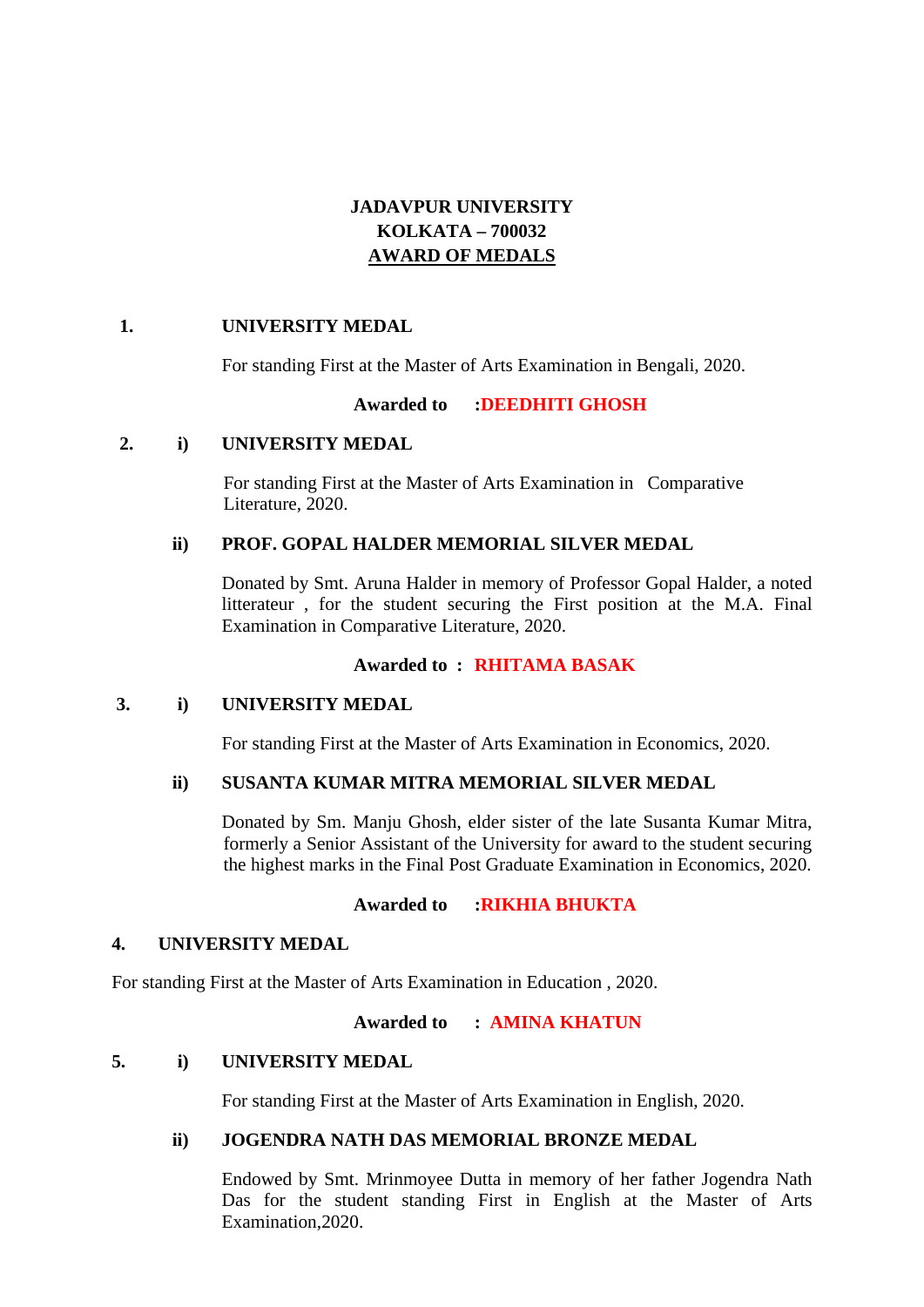**JADAVPUR UNIVERSITY**
**KOLKATA – 700032**
**AWARD OF MEDALS**

**1. UNIVERSITY MEDAL**

For standing First at the Master of Arts Examination in Bengali, 2020.

**Awarded to :DEEDHITI GHOSH**

**2. i) UNIVERSITY MEDAL**

For standing First at the Master of Arts Examination in Comparative Literature, 2020.

**ii) PROF. GOPAL HALDER MEMORIAL SILVER MEDAL**

Donated by Smt. Aruna Halder in memory of Professor Gopal Halder, a noted litterateur , for the student securing the First position at the M.A. Final Examination in Comparative Literature, 2020.

**Awarded to : RHITAMA BASAK**

**3. i) UNIVERSITY MEDAL**

For standing First at the Master of Arts Examination in Economics, 2020.

**ii) SUSANTA KUMAR MITRA MEMORIAL SILVER MEDAL**

Donated by Sm. Manju Ghosh, elder sister of the late Susanta Kumar Mitra, formerly a Senior Assistant of the University for award to the student securing the highest marks in the Final Post Graduate Examination in Economics, 2020.

**Awarded to :RIKHIA BHUKTA**

**4. UNIVERSITY MEDAL**

For standing First at the Master of Arts Examination in Education , 2020.

**Awarded to : AMINA KHATUN**

**5. i) UNIVERSITY MEDAL**

For standing First at the Master of Arts Examination in English, 2020.

**ii) JOGENDRA NATH DAS MEMORIAL BRONZE MEDAL**

Endowed by Smt. Mrinmoyee Dutta in memory of her father Jogendra Nath Das for the student standing First in English at the Master of Arts Examination,2020.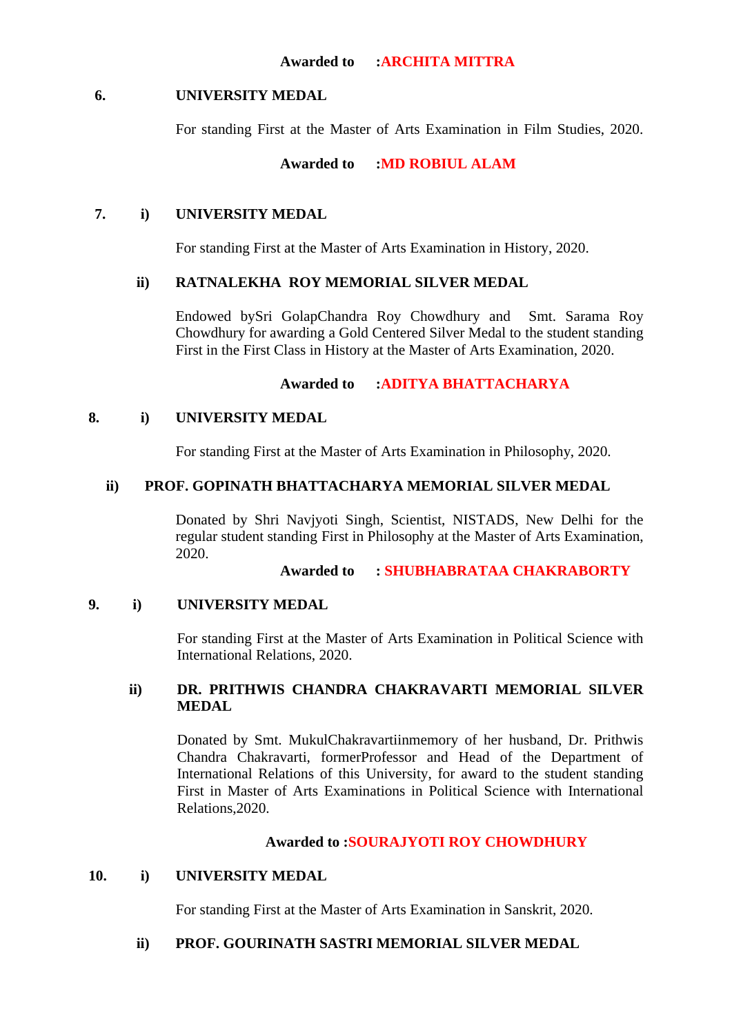**Awarded to :ARCHITA MITTRA**

**6. UNIVERSITY MEDAL**

For standing First at the Master of Arts Examination in Film Studies, 2020.

**Awarded to :MD ROBIUL ALAM**

**7. i) UNIVERSITY MEDAL**

For standing First at the Master of Arts Examination in History, 2020.

**ii) RATNALEKHA ROY MEMORIAL SILVER MEDAL**

Endowed bySri GolapChandra Roy Chowdhury and Smt. Sarama Roy Chowdhury for awarding a Gold Centered Silver Medal to the student standing First in the First Class in History at the Master of Arts Examination, 2020.

**Awarded to :ADITYA BHATTACHARYA**

**8. i) UNIVERSITY MEDAL**

For standing First at the Master of Arts Examination in Philosophy, 2020.

**ii) PROF. GOPINATH BHATTACHARYA MEMORIAL SILVER MEDAL**

Donated by Shri Navjyoti Singh, Scientist, NISTADS, New Delhi for the regular student standing First in Philosophy at the Master of Arts Examination, 2020.

**Awarded to : SHUBHABRATAA CHAKRABORTY**

**9. i) UNIVERSITY MEDAL**

For standing First at the Master of Arts Examination in Political Science with International Relations, 2020.

**ii) DR. PRITHWIS CHANDRA CHAKRAVARTI MEMORIAL SILVER MEDAL**

Donated by Smt. MukulChakravartiinmemory of her husband, Dr. Prithwis Chandra Chakravarti, formerProfessor and Head of the Department of International Relations of this University, for award to the student standing First in Master of Arts Examinations in Political Science with International Relations,2020.

**Awarded to :SOURAJYOTI ROY CHOWDHURY**

**10. i) UNIVERSITY MEDAL**

For standing First at the Master of Arts Examination in Sanskrit, 2020.

**ii) PROF. GOURINATH SASTRI MEMORIAL SILVER MEDAL**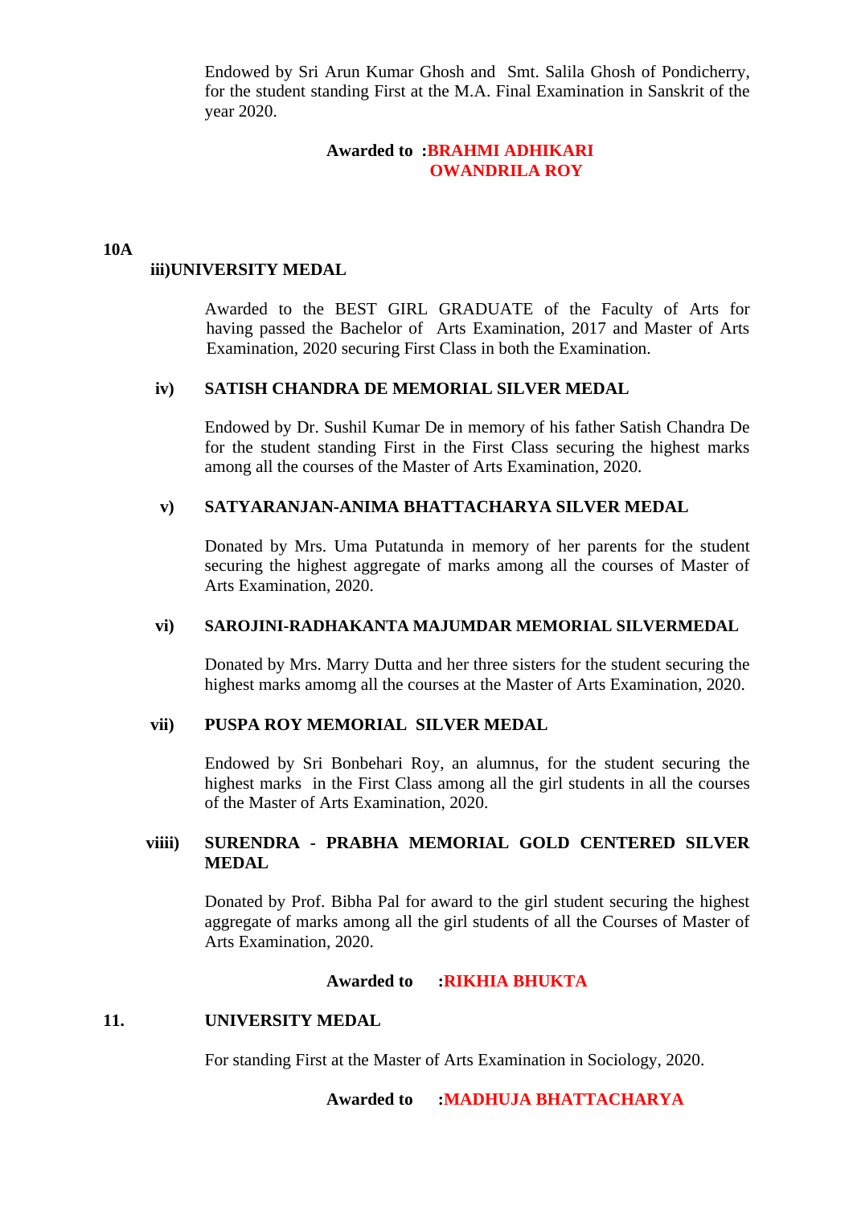Endowed by Sri Arun Kumar Ghosh and Smt. Salila Ghosh of Pondicherry, for the student standing First at the M.A. Final Examination in Sanskrit of the year 2020.

**Awarded to :BRAHMI ADHIKARI**
**OWANDRILA ROY**

**10A**

**iii)UNIVERSITY MEDAL**

Awarded to the BEST GIRL GRADUATE of the Faculty of Arts for having passed the Bachelor of Arts Examination, 2017 and Master of Arts Examination, 2020 securing First Class in both the Examination.

**iv) SATISH CHANDRA DE MEMORIAL SILVER MEDAL**

Endowed by Dr. Sushil Kumar De in memory of his father Satish Chandra De for the student standing First in the First Class securing the highest marks among all the courses of the Master of Arts Examination, 2020.

**v) SATYARANJAN-ANIMA BHATTACHARYA SILVER MEDAL**

Donated by Mrs. Uma Putatunda in memory of her parents for the student securing the highest aggregate of marks among all the courses of Master of Arts Examination, 2020.

**vi) SAROJINI-RADHAKANTA MAJUMDAR MEMORIAL SILVERMEDAL**

Donated by Mrs. Marry Dutta and her three sisters for the student securing the highest marks amomg all the courses at the Master of Arts Examination, 2020.

**vii) PUSPA ROY MEMORIAL SILVER MEDAL**

Endowed by Sri Bonbehari Roy, an alumnus, for the student securing the highest marks in the First Class among all the girl students in all the courses of the Master of Arts Examination, 2020.

**viiii) SURENDRA - PRABHA MEMORIAL GOLD CENTERED SILVER MEDAL**

Donated by Prof. Bibha Pal for award to the girl student securing the highest aggregate of marks among all the girl students of all the Courses of Master of Arts Examination, 2020.

**Awarded to :RIKHIA BHUKTA**

**11. UNIVERSITY MEDAL**

For standing First at the Master of Arts Examination in Sociology, 2020.

**Awarded to :MADHUJA BHATTACHARYA**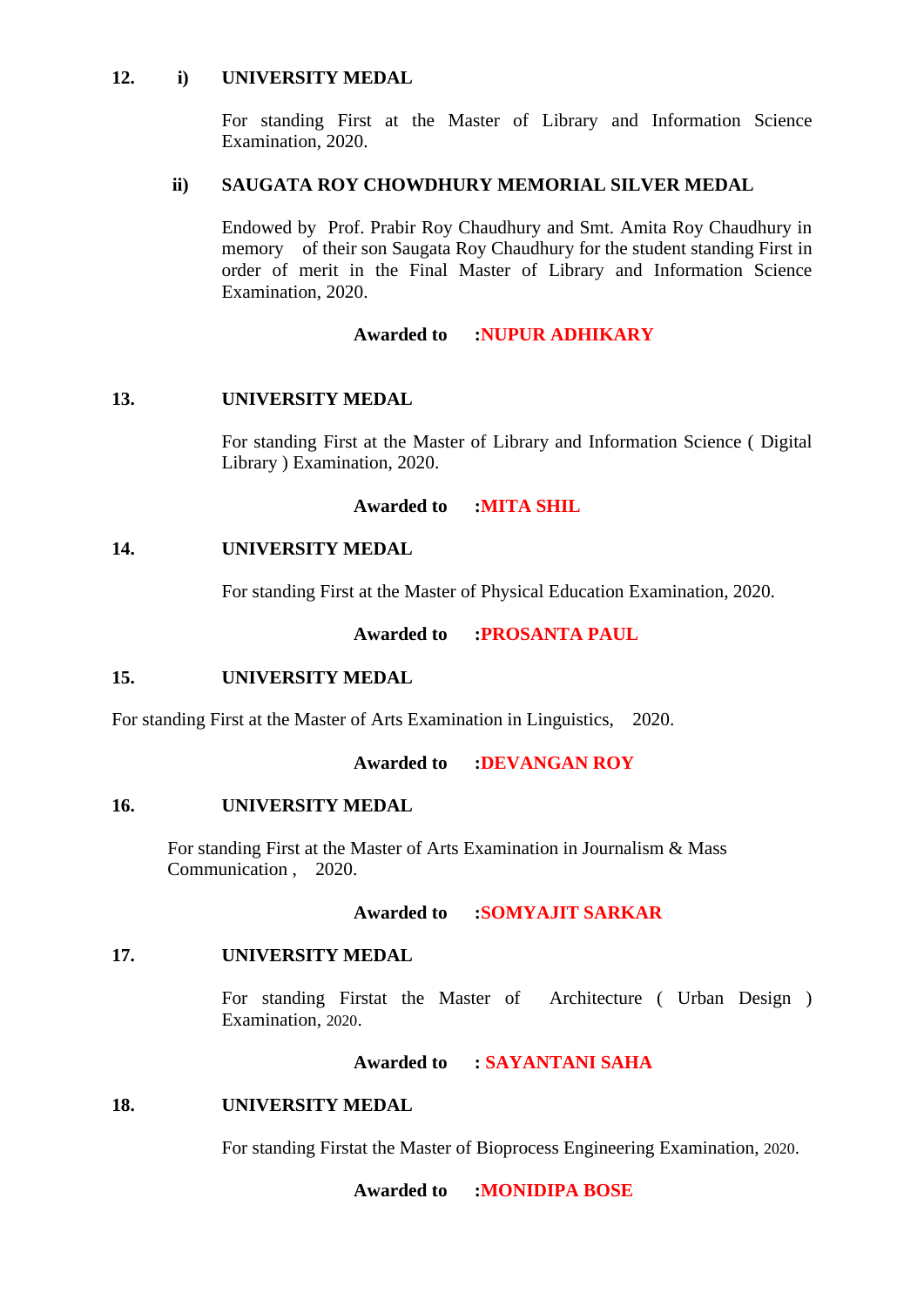**12. i) UNIVERSITY MEDAL**

For standing First at the Master of Library and Information Science Examination, 2020.

**ii) SAUGATA ROY CHOWDHURY MEMORIAL SILVER MEDAL**

Endowed by Prof. Prabir Roy Chaudhury and Smt. Amita Roy Chaudhury in memory of their son Saugata Roy Chaudhury for the student standing First in order of merit in the Final Master of Library and Information Science Examination, 2020.

**Awarded to :NUPUR ADHIKARY**

**13. UNIVERSITY MEDAL**

For standing First at the Master of Library and Information Science ( Digital Library ) Examination, 2020.

**Awarded to :MITA SHIL**

**14. UNIVERSITY MEDAL**

For standing First at the Master of Physical Education Examination, 2020.

**Awarded to :PROSANTA PAUL**

**15. UNIVERSITY MEDAL**

For standing First at the Master of Arts Examination in Linguistics, 2020.

**Awarded to :DEVANGAN ROY**

**16. UNIVERSITY MEDAL**

For standing First at the Master of Arts Examination in Journalism & Mass Communication , 2020.

**Awarded to :SOMYAJIT SARKAR**

**17. UNIVERSITY MEDAL**

For standing Firstat the Master of Architecture ( Urban Design ) Examination, 2020.

**Awarded to : SAYANTANI SAHA**

**18. UNIVERSITY MEDAL**

For standing Firstat the Master of Bioprocess Engineering Examination, 2020.

**Awarded to :MONIDIPA BOSE**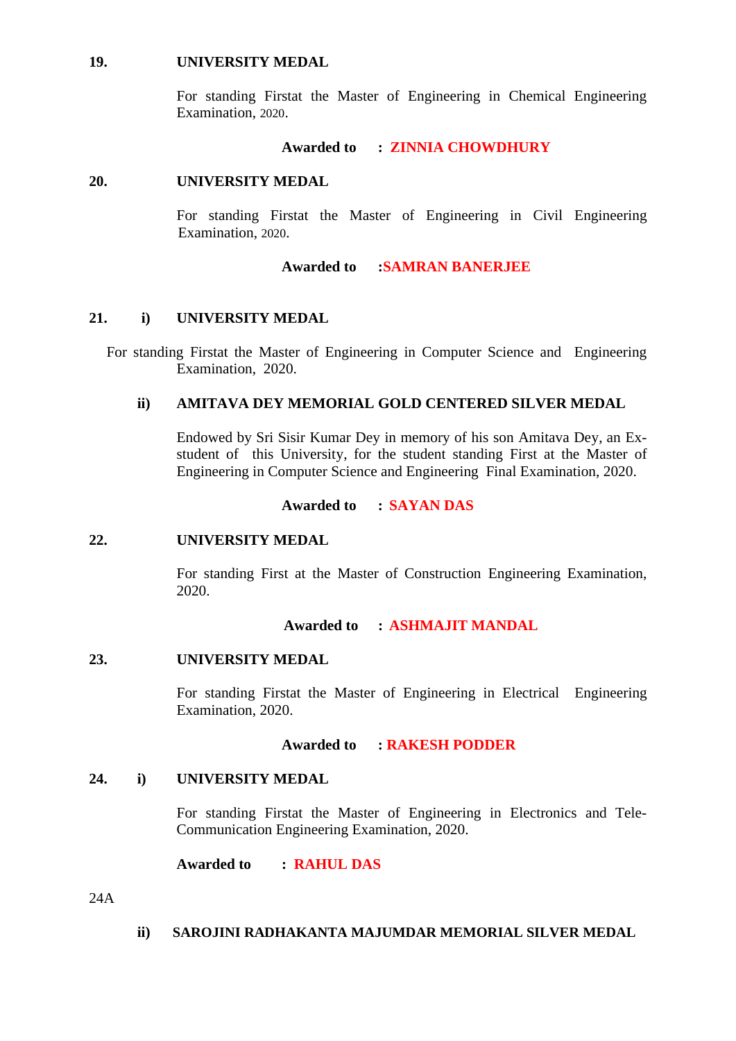**19. UNIVERSITY MEDAL**

For standing Firstat the Master of Engineering in Chemical Engineering Examination, 2020.

**Awarded to : ZINNIA CHOWDHURY**

**20. UNIVERSITY MEDAL**

For standing Firstat the Master of Engineering in Civil Engineering Examination, 2020.

**Awarded to :SAMRAN BANERJEE**

**21. i) UNIVERSITY MEDAL**

For standing Firstat the Master of Engineering in Computer Science and Engineering Examination, 2020.

**ii) AMITAVA DEY MEMORIAL GOLD CENTERED SILVER MEDAL**

Endowed by Sri Sisir Kumar Dey in memory of his son Amitava Dey, an Ex-student of this University, for the student standing First at the Master of Engineering in Computer Science and Engineering Final Examination, 2020.

**Awarded to : SAYAN DAS**

**22. UNIVERSITY MEDAL**

For standing First at the Master of Construction Engineering Examination, 2020.

**Awarded to : ASHMAJIT MANDAL**

**23. UNIVERSITY MEDAL**

For standing Firstat the Master of Engineering in Electrical Engineering Examination, 2020.

**Awarded to : RAKESH PODDER**

**24. i) UNIVERSITY MEDAL**

For standing Firstat the Master of Engineering in Electronics and Tele-Communication Engineering Examination, 2020.

**Awarded to : RAHUL DAS**

24A

**ii) SAROJINI RADHAKANTA MAJUMDAR MEMORIAL SILVER MEDAL**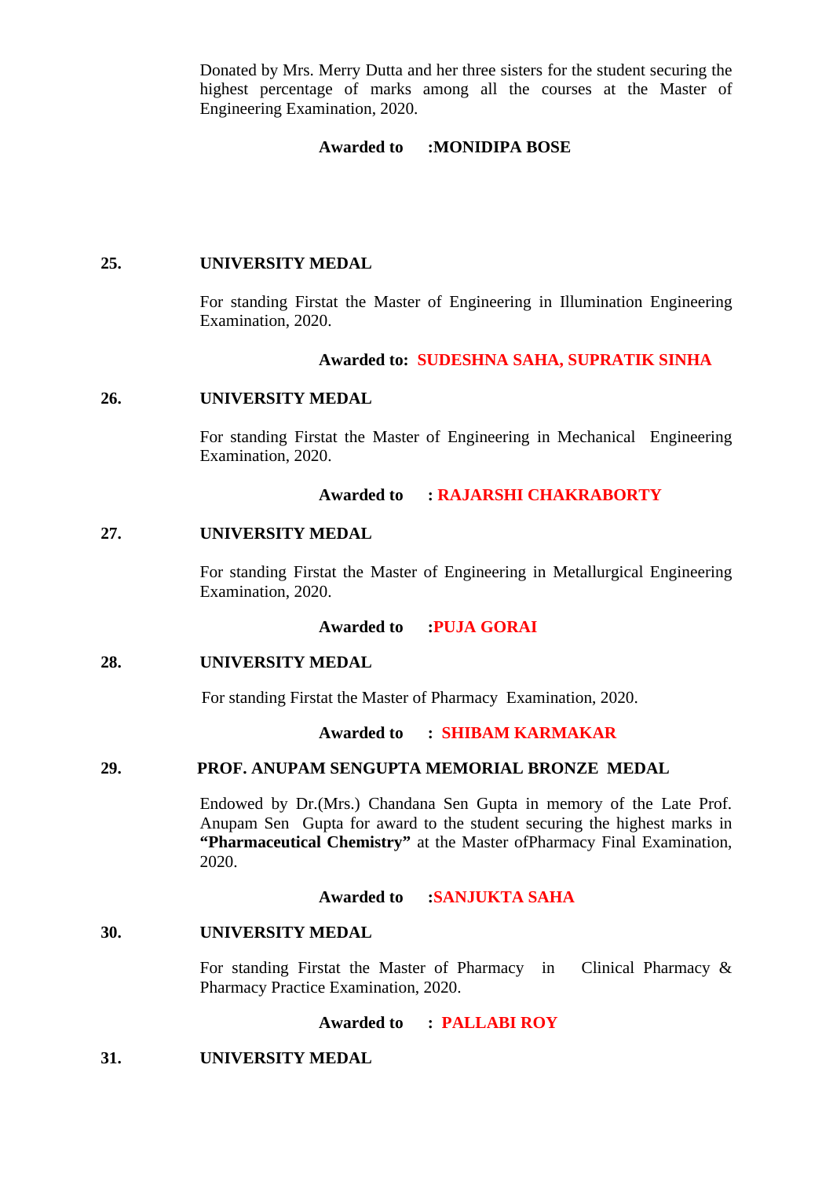Donated by Mrs. Merry Dutta and her three sisters for the student securing the highest percentage of marks among all the courses at the Master of Engineering Examination, 2020.

**Awarded to :MONIDIPA BOSE**

**25. UNIVERSITY MEDAL**

For standing Firstat the Master of Engineering in Illumination Engineering Examination, 2020.

**Awarded to: SUDESHNA SAHA, SUPRATIK SINHA**

**26. UNIVERSITY MEDAL**

For standing Firstat the Master of Engineering in Mechanical Engineering Examination, 2020.

**Awarded to : RAJARSHI CHAKRABORTY**

**27. UNIVERSITY MEDAL**

For standing Firstat the Master of Engineering in Metallurgical Engineering Examination, 2020.

**Awarded to :PUJA GORAI**

**28. UNIVERSITY MEDAL**

For standing Firstat the Master of Pharmacy Examination, 2020.

**Awarded to : SHIBAM KARMAKAR**

**29. PROF. ANUPAM SENGUPTA MEMORIAL BRONZE MEDAL**

Endowed by Dr.(Mrs.) Chandana Sen Gupta in memory of the Late Prof. Anupam Sen Gupta for award to the student securing the highest marks in **"Pharmaceutical Chemistry"** at the Master ofPharmacy Final Examination, 2020.

**Awarded to :SANJUKTA SAHA**

**30. UNIVERSITY MEDAL**

For standing Firstat the Master of Pharmacy in Clinical Pharmacy & Pharmacy Practice Examination, 2020.

**Awarded to : PALLABI ROY**

**31. UNIVERSITY MEDAL**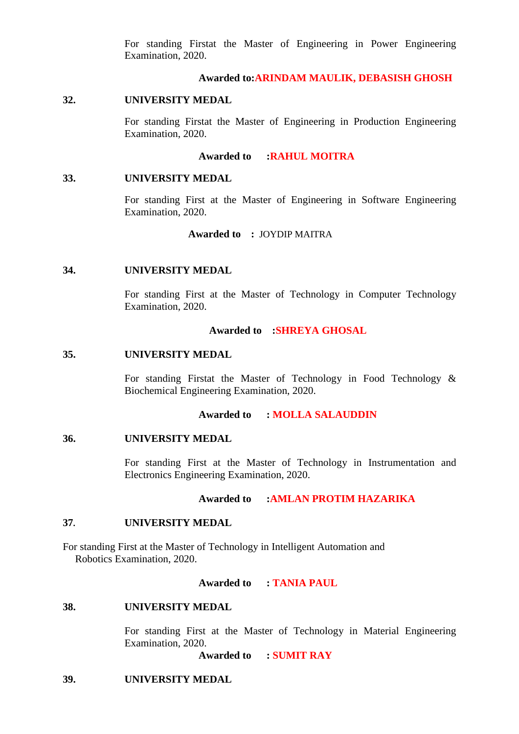For standing Firstat the Master of Engineering in Power Engineering Examination, 2020.

**Awarded to:ARINDAM MAULIK, DEBASISH GHOSH**

**32. UNIVERSITY MEDAL**

For standing Firstat the Master of Engineering in Production Engineering Examination, 2020.

**Awarded to :RAHUL MOITRA**

**33. UNIVERSITY MEDAL**

For standing First at the Master of Engineering in Software Engineering Examination, 2020.

**Awarded to :** JOYDIP MAITRA

**34. UNIVERSITY MEDAL**

For standing First at the Master of Technology in Computer Technology Examination, 2020.

**Awarded to :SHREYA GHOSAL**

**35. UNIVERSITY MEDAL**

For standing Firstat the Master of Technology in Food Technology & Biochemical Engineering Examination, 2020.

**Awarded to : MOLLA SALAUDDIN**

**36. UNIVERSITY MEDAL**

For standing First at the Master of Technology in Instrumentation and Electronics Engineering Examination, 2020.

**Awarded to :AMLAN PROTIM HAZARIKA**

**37. UNIVERSITY MEDAL**

For standing First at the Master of Technology in Intelligent Automation and Robotics Examination, 2020.

**Awarded to : TANIA PAUL**

**38. UNIVERSITY MEDAL**

For standing First at the Master of Technology in Material Engineering Examination, 2020.

**Awarded to : SUMIT RAY**

**39. UNIVERSITY MEDAL**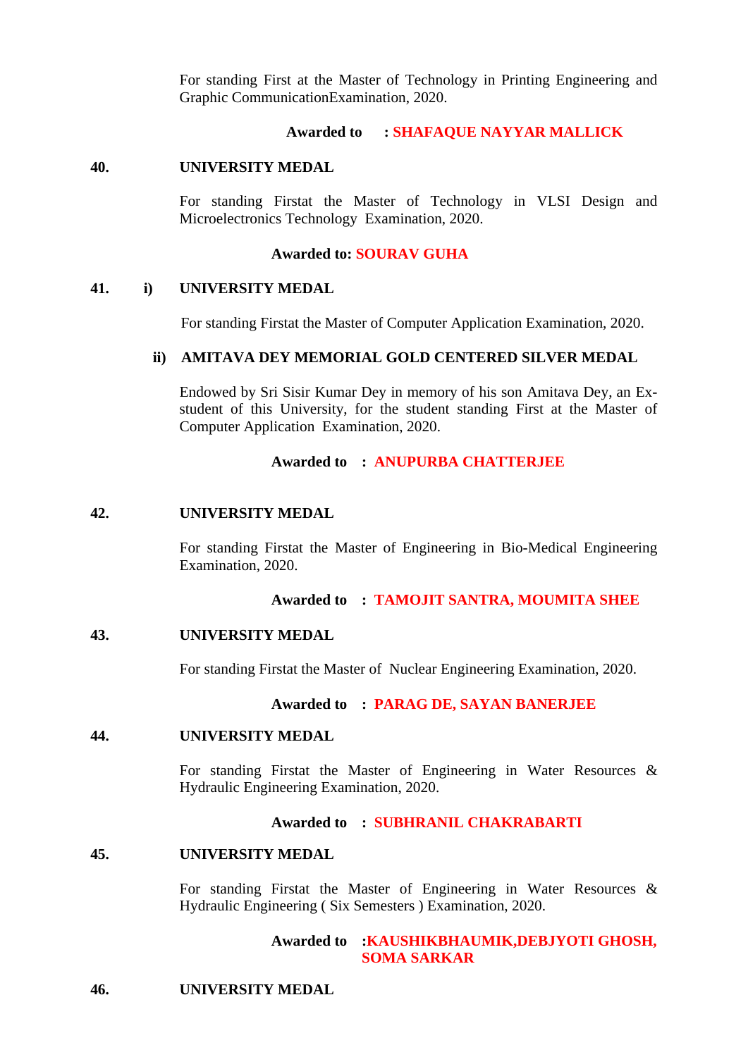For standing First at the Master of Technology in Printing Engineering and Graphic CommunicationExamination, 2020.

**Awarded to : SHAFAQUE NAYYAR MALLICK**

**40. UNIVERSITY MEDAL**

For standing Firstat the Master of Technology in VLSI Design and Microelectronics Technology Examination, 2020.

**Awarded to: SOURAV GUHA**

**41. i) UNIVERSITY MEDAL**

For standing Firstat the Master of Computer Application Examination, 2020.

**ii) AMITAVA DEY MEMORIAL GOLD CENTERED SILVER MEDAL**

Endowed by Sri Sisir Kumar Dey in memory of his son Amitava Dey, an Ex-student of this University, for the student standing First at the Master of Computer Application Examination, 2020.

**Awarded to : ANUPURBA CHATTERJEE**

**42. UNIVERSITY MEDAL**

For standing Firstat the Master of Engineering in Bio-Medical Engineering Examination, 2020.

**Awarded to : TAMOJIT SANTRA, MOUMITA SHEE**

**43. UNIVERSITY MEDAL**

For standing Firstat the Master of Nuclear Engineering Examination, 2020.

**Awarded to : PARAG DE, SAYAN BANERJEE**

**44. UNIVERSITY MEDAL**

For standing Firstat the Master of Engineering in Water Resources & Hydraulic Engineering Examination, 2020.

**Awarded to : SUBHRANIL CHAKRABARTI**

**45. UNIVERSITY MEDAL**

For standing Firstat the Master of Engineering in Water Resources & Hydraulic Engineering ( Six Semesters ) Examination, 2020.

**Awarded to :KAUSHIKBHAUMIK,DEBJYOTI GHOSH, SOMA SARKAR**

**46. UNIVERSITY MEDAL**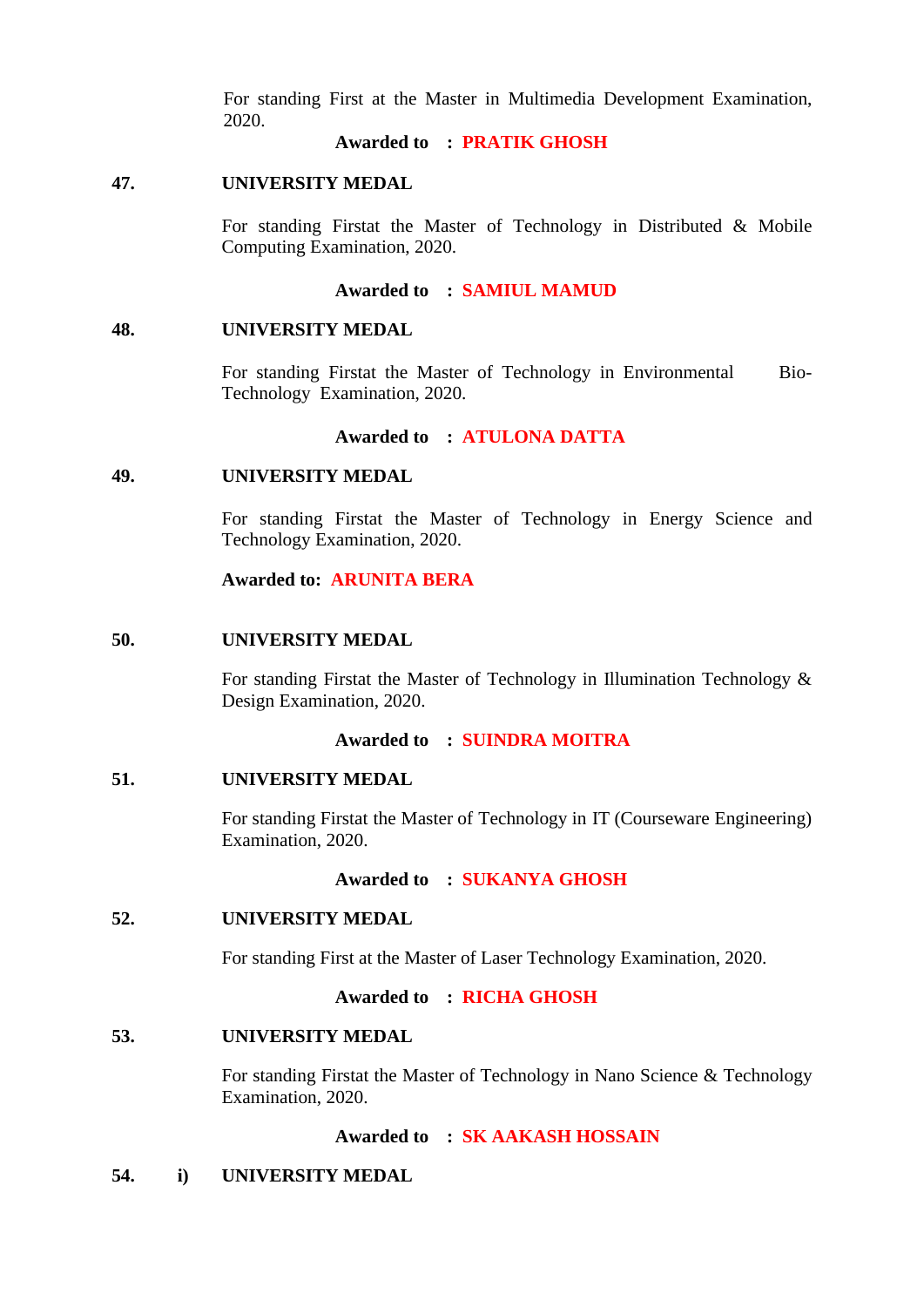For standing First at the Master in Multimedia Development Examination, 2020.

**Awarded to : PRATIK GHOSH**

**47. UNIVERSITY MEDAL**

For standing Firstat the Master of Technology in Distributed & Mobile Computing Examination, 2020.

**Awarded to : SAMIUL MAMUD**

**48. UNIVERSITY MEDAL**

For standing Firstat the Master of Technology in Environmental Bio-Technology Examination, 2020.

**Awarded to : ATULONA DATTA**

**49. UNIVERSITY MEDAL**

For standing Firstat the Master of Technology in Energy Science and Technology Examination, 2020.

**Awarded to: ARUNITA BERA**

**50. UNIVERSITY MEDAL**

For standing Firstat the Master of Technology in Illumination Technology & Design Examination, 2020.

**Awarded to : SUINDRA MOITRA**

**51. UNIVERSITY MEDAL**

For standing Firstat the Master of Technology in IT (Courseware Engineering) Examination, 2020.

**Awarded to : SUKANYA GHOSH**

**52. UNIVERSITY MEDAL**

For standing First at the Master of Laser Technology Examination, 2020.

**Awarded to : RICHA GHOSH**

**53. UNIVERSITY MEDAL**

For standing Firstat the Master of Technology in Nano Science & Technology Examination, 2020.

**Awarded to : SK AAKASH HOSSAIN**

**54. i) UNIVERSITY MEDAL**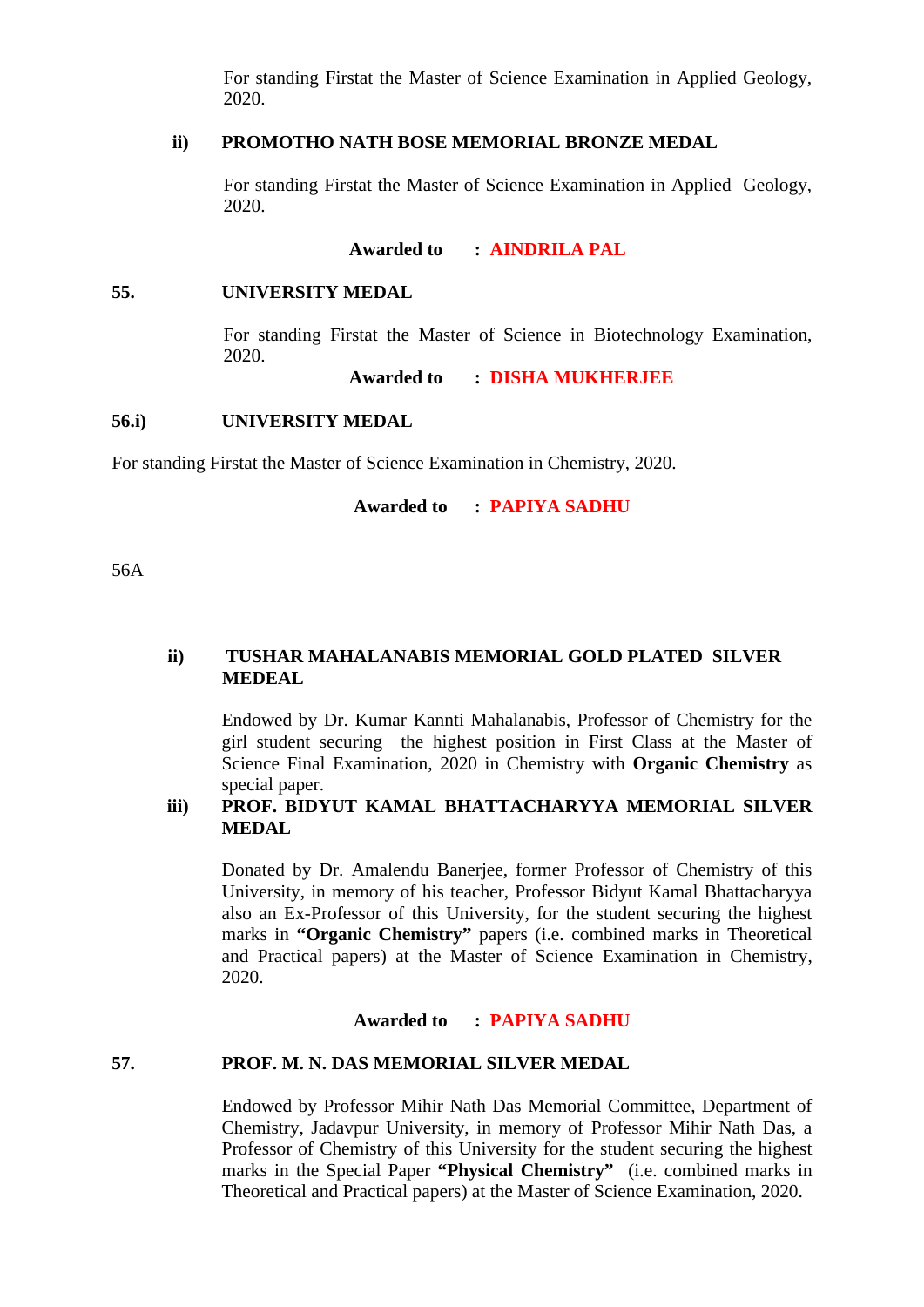For standing Firstat the Master of Science Examination in Applied Geology, 2020.

**ii) PROMOTHO NATH BOSE MEMORIAL BRONZE MEDAL**

For standing Firstat the Master of Science Examination in Applied Geology, 2020.

**Awarded to : AINDRILA PAL**

**55. UNIVERSITY MEDAL**

For standing Firstat the Master of Science in Biotechnology Examination, 2020.

**Awarded to : DISHA MUKHERJEE**

**56.i) UNIVERSITY MEDAL**

For standing Firstat the Master of Science Examination in Chemistry, 2020.

**Awarded to : PAPIYA SADHU**

56A

**ii) TUSHAR MAHALANABIS MEMORIAL GOLD PLATED SILVER MEDEAL**

Endowed by Dr. Kumar Kannti Mahalanabis, Professor of Chemistry for the girl student securing the highest position in First Class at the Master of Science Final Examination, 2020 in Chemistry with **Organic Chemistry** as special paper.

**iii) PROF. BIDYUT KAMAL BHATTACHARYYA MEMORIAL SILVER MEDAL**

Donated by Dr. Amalendu Banerjee, former Professor of Chemistry of this University, in memory of his teacher, Professor Bidyut Kamal Bhattacharyya also an Ex-Professor of this University, for the student securing the highest marks in **"Organic Chemistry"** papers (i.e. combined marks in Theoretical and Practical papers) at the Master of Science Examination in Chemistry, 2020.

**Awarded to : PAPIYA SADHU**

**57. PROF. M. N. DAS MEMORIAL SILVER MEDAL**

Endowed by Professor Mihir Nath Das Memorial Committee, Department of Chemistry, Jadavpur University, in memory of Professor Mihir Nath Das, a Professor of Chemistry of this University for the student securing the highest marks in the Special Paper **"Physical Chemistry"** (i.e. combined marks in Theoretical and Practical papers) at the Master of Science Examination, 2020.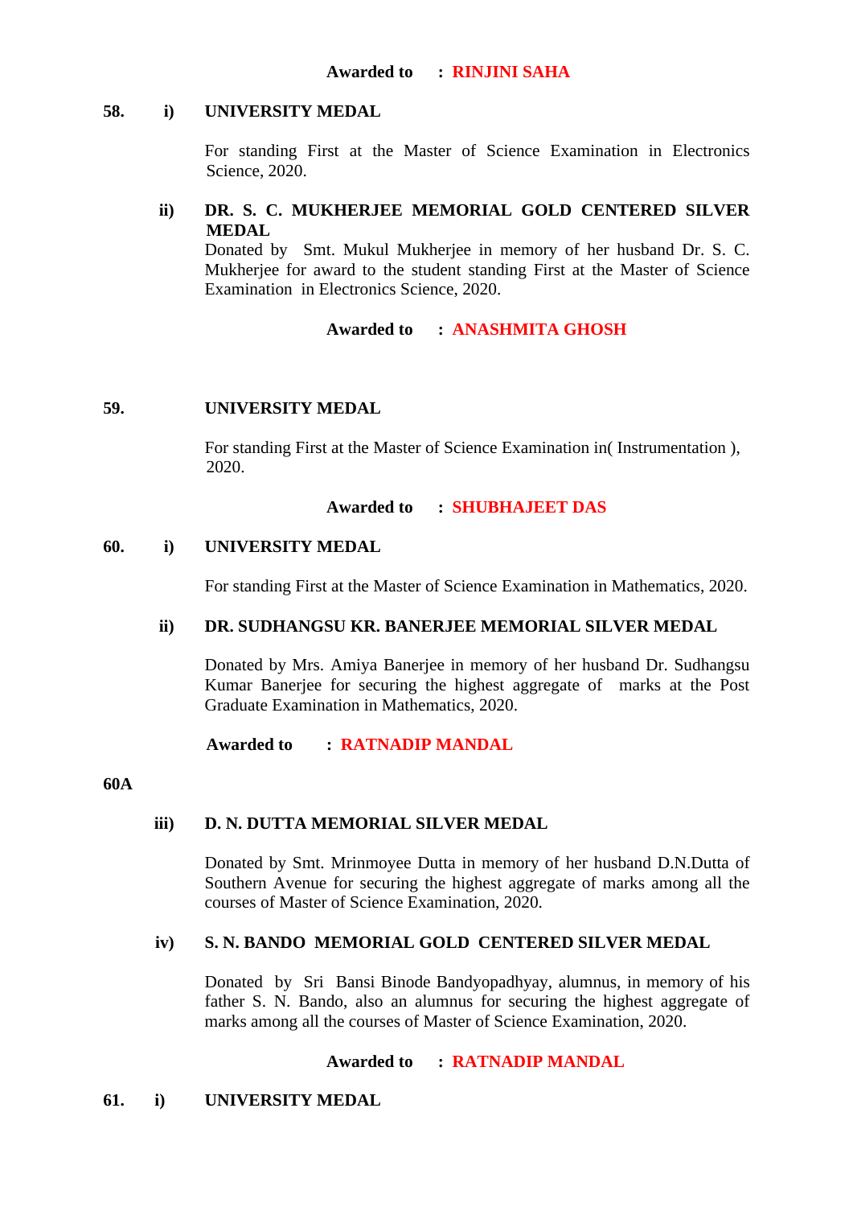**Awarded to : RINJINI SAHA**

**58. i) UNIVERSITY MEDAL**

For standing First at the Master of Science Examination in Electronics Science, 2020.

**ii) DR. S. C. MUKHERJEE MEMORIAL GOLD CENTERED SILVER MEDAL**

Donated by Smt. Mukul Mukherjee in memory of her husband Dr. S. C. Mukherjee for award to the student standing First at the Master of Science Examination in Electronics Science, 2020.

**Awarded to : ANASHMITA GHOSH**

**59. UNIVERSITY MEDAL**

For standing First at the Master of Science Examination in( Instrumentation ), 2020.

**Awarded to : SHUBHAJEET DAS**

**60. i) UNIVERSITY MEDAL**

For standing First at the Master of Science Examination in Mathematics, 2020.

**ii) DR. SUDHANGSU KR. BANERJEE MEMORIAL SILVER MEDAL**

Donated by Mrs. Amiya Banerjee in memory of her husband Dr. Sudhangsu Kumar Banerjee for securing the highest aggregate of marks at the Post Graduate Examination in Mathematics, 2020.

**Awarded to : RATNADIP MANDAL**

**60A**

**iii) D. N. DUTTA MEMORIAL SILVER MEDAL**

Donated by Smt. Mrinmoyee Dutta in memory of her husband D.N.Dutta of Southern Avenue for securing the highest aggregate of marks among all the courses of Master of Science Examination, 2020.

**iv) S. N. BANDO MEMORIAL GOLD CENTERED SILVER MEDAL**

Donated by Sri Bansi Binode Bandyopadhyay, alumnus, in memory of his father S. N. Bando, also an alumnus for securing the highest aggregate of marks among all the courses of Master of Science Examination, 2020.

**Awarded to : RATNADIP MANDAL**

**61. i) UNIVERSITY MEDAL**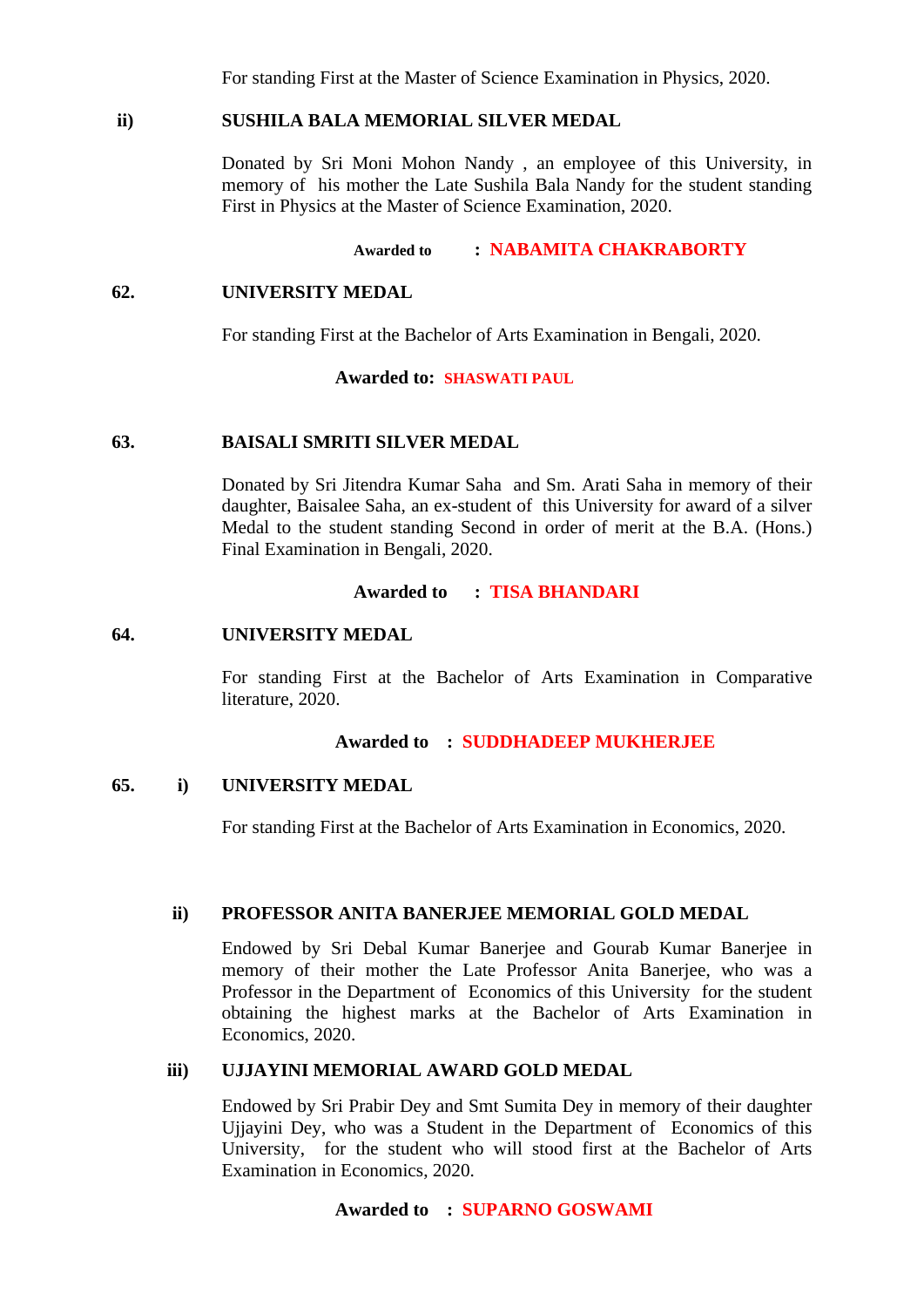For standing First at the Master of Science Examination in Physics, 2020.

**ii) SUSHILA BALA MEMORIAL SILVER MEDAL**

Donated by Sri Moni Mohon Nandy , an employee of this University, in memory of his mother the Late Sushila Bala Nandy for the student standing First in Physics at the Master of Science Examination, 2020.

**Awarded to : NABAMITA CHAKRABORTY**

**62. UNIVERSITY MEDAL**

For standing First at the Bachelor of Arts Examination in Bengali, 2020.

**Awarded to: SHASWATI PAUL**

**63. BAISALI SMRITI SILVER MEDAL**

Donated by Sri Jitendra Kumar Saha and Sm. Arati Saha in memory of their daughter, Baisalee Saha, an ex-student of this University for award of a silver Medal to the student standing Second in order of merit at the B.A. (Hons.) Final Examination in Bengali, 2020.

**Awarded to : TISA BHANDARI**

**64. UNIVERSITY MEDAL**

For standing First at the Bachelor of Arts Examination in Comparative literature, 2020.

**Awarded to : SUDDHADEEP MUKHERJEE**

**65. i) UNIVERSITY MEDAL**

For standing First at the Bachelor of Arts Examination in Economics, 2020.

**ii) PROFESSOR ANITA BANERJEE MEMORIAL GOLD MEDAL**

Endowed by Sri Debal Kumar Banerjee and Gourab Kumar Banerjee in memory of their mother the Late Professor Anita Banerjee, who was a Professor in the Department of Economics of this University for the student obtaining the highest marks at the Bachelor of Arts Examination in Economics, 2020.

**iii) UJJAYINI MEMORIAL AWARD GOLD MEDAL**

Endowed by Sri Prabir Dey and Smt Sumita Dey in memory of their daughter Ujjayini Dey, who was a Student in the Department of Economics of this University, for the student who will stood first at the Bachelor of Arts Examination in Economics, 2020.

**Awarded to : SUPARNO GOSWAMI**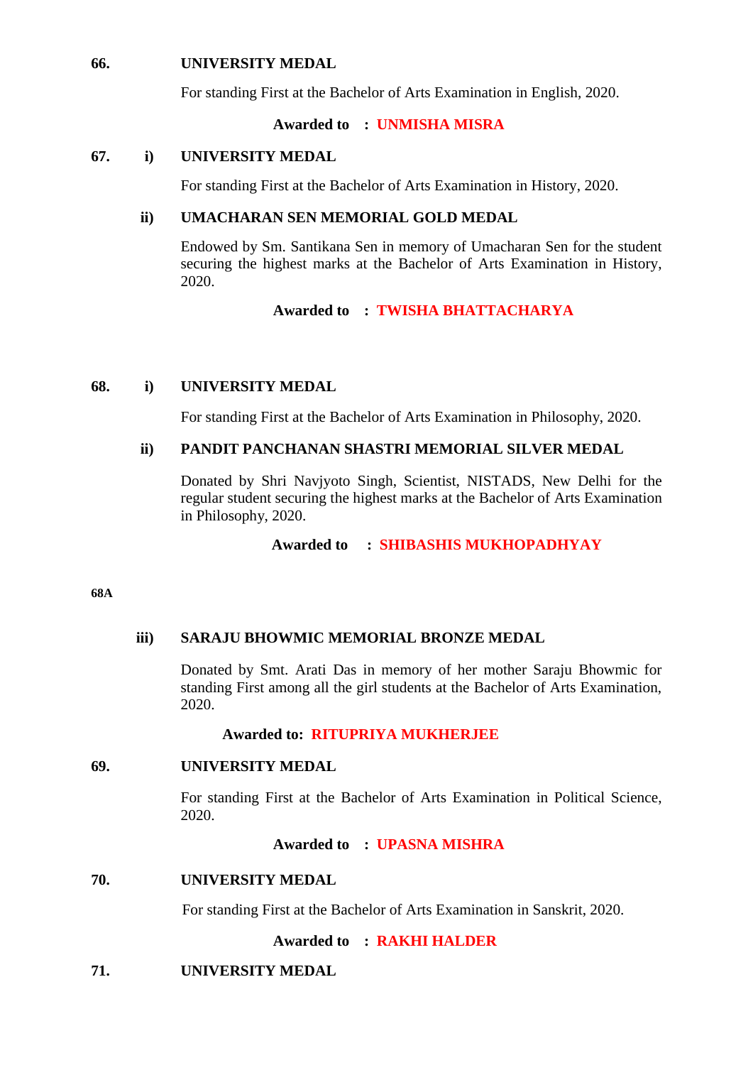**66.** **UNIVERSITY MEDAL**

For standing First at the Bachelor of Arts Examination in English, 2020.

**Awarded to : UNMISHA MISRA**

**67. i) UNIVERSITY MEDAL**

For standing First at the Bachelor of Arts Examination in History, 2020.

**ii) UMACHARAN SEN MEMORIAL GOLD MEDAL**

Endowed by Sm. Santikana Sen in memory of Umacharan Sen for the student securing the highest marks at the Bachelor of Arts Examination in History, 2020.

**Awarded to : TWISHA BHATTACHARYA**

**68. i) UNIVERSITY MEDAL**

For standing First at the Bachelor of Arts Examination in Philosophy, 2020.

**ii) PANDIT PANCHANAN SHASTRI MEMORIAL SILVER MEDAL**

Donated by Shri Navjyoto Singh, Scientist, NISTADS, New Delhi for the regular student securing the highest marks at the Bachelor of Arts Examination in Philosophy, 2020.

**Awarded to : SHIBASHIS MUKHOPADHYAY**

**68A**

**iii) SARAJU BHOWMIC MEMORIAL BRONZE MEDAL**

Donated by Smt. Arati Das in memory of her mother Saraju Bhowmic for standing First among all the girl students at the Bachelor of Arts Examination, 2020.

**Awarded to: RITUPRIYA MUKHERJEE**

**69.** **UNIVERSITY MEDAL**

For standing First at the Bachelor of Arts Examination in Political Science, 2020.

**Awarded to : UPASNA MISHRA**

**70.** **UNIVERSITY MEDAL**

For standing First at the Bachelor of Arts Examination in Sanskrit, 2020.

**Awarded to : RAKHI HALDER**

**71.** **UNIVERSITY MEDAL**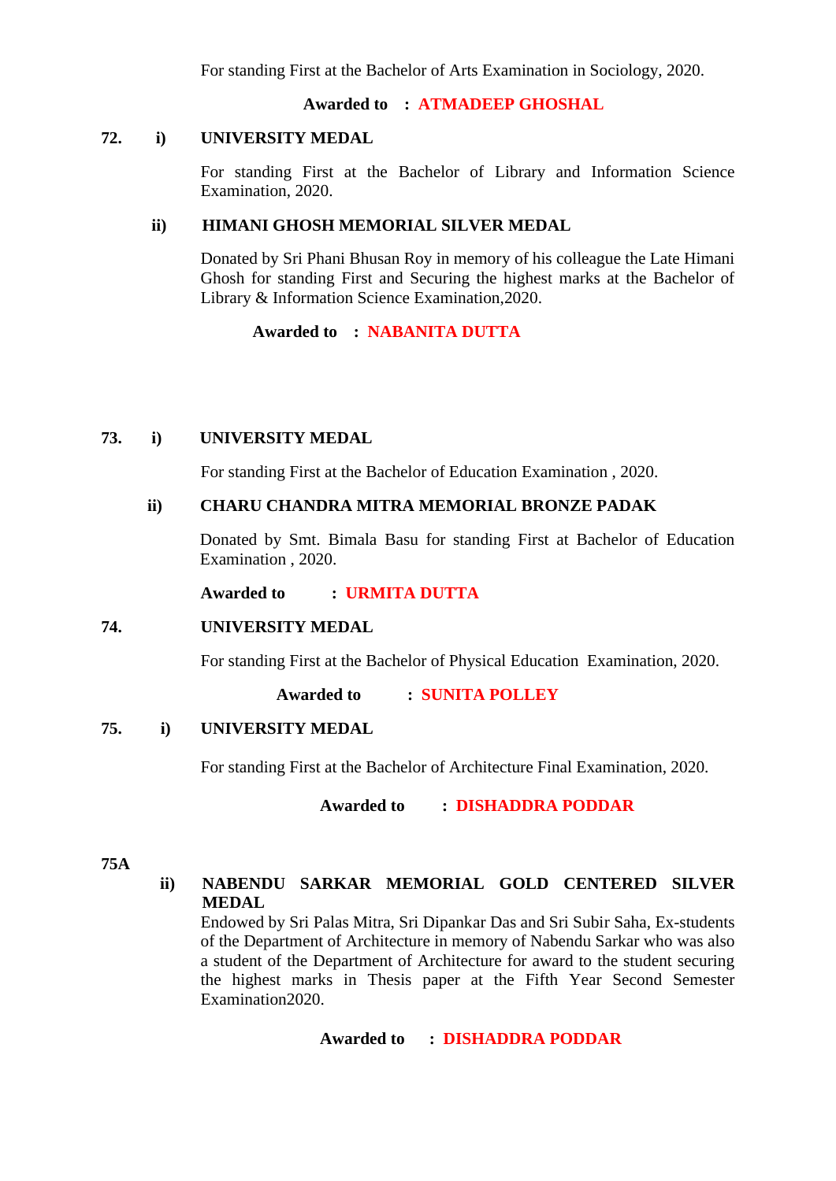For standing First at the Bachelor of Arts Examination in Sociology, 2020.

**Awarded to : ATMADEEP GHOSHAL**

**72. i) UNIVERSITY MEDAL**

For standing First at the Bachelor of Library and Information Science Examination, 2020.

**ii) HIMANI GHOSH MEMORIAL SILVER MEDAL**

Donated by Sri Phani Bhusan Roy in memory of his colleague the Late Himani Ghosh for standing First and Securing the highest marks at the Bachelor of Library & Information Science Examination,2020.

**Awarded to : NABANITA DUTTA**

**73. i) UNIVERSITY MEDAL**

For standing First at the Bachelor of Education Examination , 2020.

**ii) CHARU CHANDRA MITRA MEMORIAL BRONZE PADAK**

Donated by Smt. Bimala Basu for standing First at Bachelor of Education Examination , 2020.

**Awarded to : URMITA DUTTA**

**74. UNIVERSITY MEDAL**

For standing First at the Bachelor of Physical Education Examination, 2020.

**Awarded to : SUNITA POLLEY**

**75. i) UNIVERSITY MEDAL**

For standing First at the Bachelor of Architecture Final Examination, 2020.

**Awarded to : DISHADDRA PODDAR**

**75A**

**ii) NABENDU SARKAR MEMORIAL GOLD CENTERED SILVER MEDAL**

Endowed by Sri Palas Mitra, Sri Dipankar Das and Sri Subir Saha, Ex-students of the Department of Architecture in memory of Nabendu Sarkar who was also a student of the Department of Architecture for award to the student securing the highest marks in Thesis paper at the Fifth Year Second Semester Examination2020.

**Awarded to : DISHADDRA PODDAR**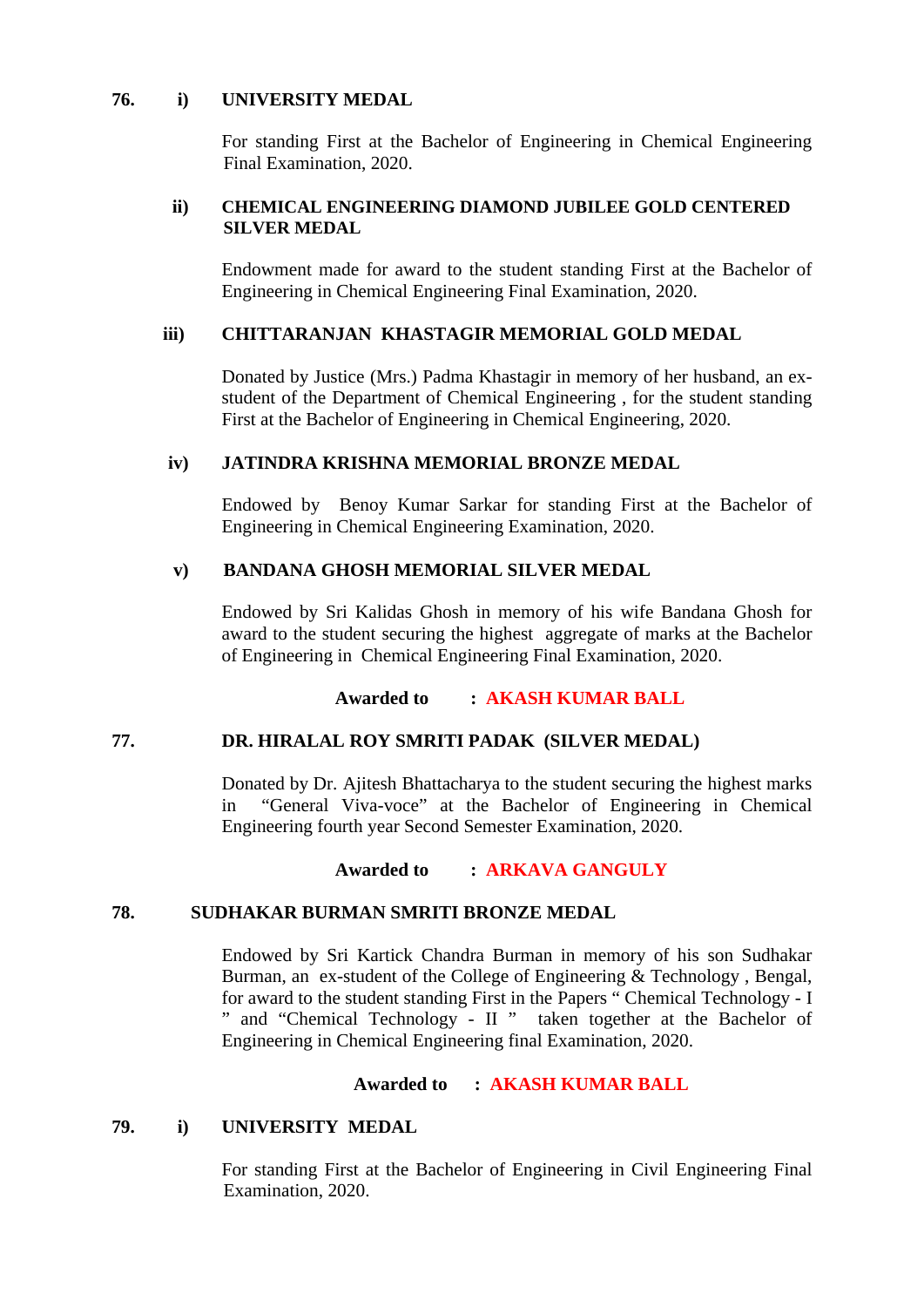**76. i) UNIVERSITY MEDAL**

For standing First at the Bachelor of Engineering in Chemical Engineering Final Examination, 2020.

**ii) CHEMICAL ENGINEERING DIAMOND JUBILEE GOLD CENTERED SILVER MEDAL**

Endowment made for award to the student standing First at the Bachelor of Engineering in Chemical Engineering Final Examination, 2020.

**iii) CHITTARANJAN KHASTAGIR MEMORIAL GOLD MEDAL**

Donated by Justice (Mrs.) Padma Khastagir in memory of her husband, an ex-student of the Department of Chemical Engineering , for the student standing First at the Bachelor of Engineering in Chemical Engineering, 2020.

**iv) JATINDRA KRISHNA MEMORIAL BRONZE MEDAL**

Endowed by Benoy Kumar Sarkar for standing First at the Bachelor of Engineering in Chemical Engineering Examination, 2020.

**v) BANDANA GHOSH MEMORIAL SILVER MEDAL**

Endowed by Sri Kalidas Ghosh in memory of his wife Bandana Ghosh for award to the student securing the highest aggregate of marks at the Bachelor of Engineering in Chemical Engineering Final Examination, 2020.

**Awarded to : AKASH KUMAR BALL**

**77. DR. HIRALAL ROY SMRITI PADAK (SILVER MEDAL)**

Donated by Dr. Ajitesh Bhattacharya to the student securing the highest marks in "General Viva-voce" at the Bachelor of Engineering in Chemical Engineering fourth year Second Semester Examination, 2020.

**Awarded to : ARKAVA GANGULY**

**78. SUDHAKAR BURMAN SMRITI BRONZE MEDAL**

Endowed by Sri Kartick Chandra Burman in memory of his son Sudhakar Burman, an ex-student of the College of Engineering & Technology , Bengal, for award to the student standing First in the Papers " Chemical Technology - I " and "Chemical Technology - II " taken together at the Bachelor of Engineering in Chemical Engineering final Examination, 2020.

**Awarded to : AKASH KUMAR BALL**

**79. i) UNIVERSITY MEDAL**

For standing First at the Bachelor of Engineering in Civil Engineering Final Examination, 2020.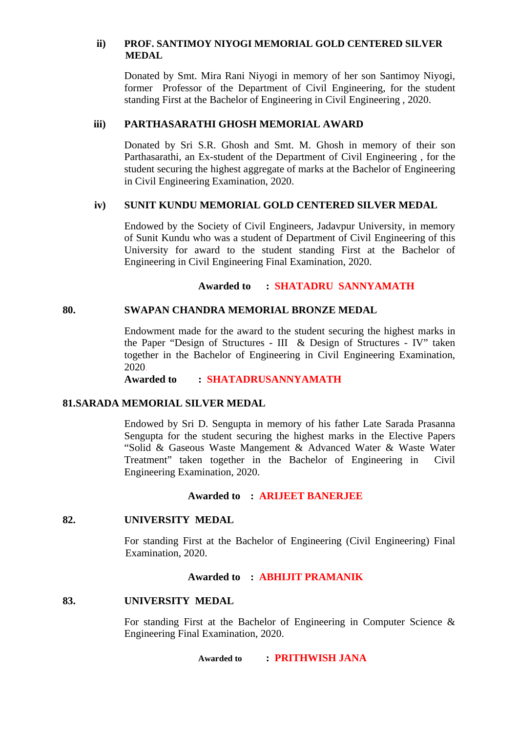**ii) PROF. SANTIMOY NIYOGI MEMORIAL GOLD CENTERED SILVER MEDAL**

Donated by Smt. Mira Rani Niyogi in memory of her son Santimoy Niyogi, former Professor of the Department of Civil Engineering, for the student standing First at the Bachelor of Engineering in Civil Engineering , 2020.

**iii) PARTHASARATHI GHOSH MEMORIAL AWARD**

Donated by Sri S.R. Ghosh and Smt. M. Ghosh in memory of their son Parthasarathi, an Ex-student of the Department of Civil Engineering , for the student securing the highest aggregate of marks at the Bachelor of Engineering in Civil Engineering Examination, 2020.

**iv) SUNIT KUNDU MEMORIAL GOLD CENTERED SILVER MEDAL**

Endowed by the Society of Civil Engineers, Jadavpur University, in memory of Sunit Kundu who was a student of Department of Civil Engineering of this University for award to the student standing First at the Bachelor of Engineering in Civil Engineering Final Examination, 2020.

**Awarded to : SHATADRU SANNYAMATH**

**80. SWAPAN CHANDRA MEMORIAL BRONZE MEDAL**

Endowment made for the award to the student securing the highest marks in the Paper "Design of Structures - III & Design of Structures - IV" taken together in the Bachelor of Engineering in Civil Engineering Examination, 2020.

**Awarded to : SHATADRUSANNYAMATH**

**81.SARADA MEMORIAL SILVER MEDAL**

Endowed by Sri D. Sengupta in memory of his father Late Sarada Prasanna Sengupta for the student securing the highest marks in the Elective Papers "Solid & Gaseous Waste Mangement & Advanced Water & Waste Water Treatment" taken together in the Bachelor of Engineering in Civil Engineering Examination, 2020.

**Awarded to : ARIJEET BANERJEE**

**82. UNIVERSITY MEDAL**

For standing First at the Bachelor of Engineering (Civil Engineering) Final Examination, 2020.

**Awarded to : ABHIJIT PRAMANIK**

**83. UNIVERSITY MEDAL**

For standing First at the Bachelor of Engineering in Computer Science & Engineering Final Examination, 2020.

**Awarded to : PRITHWISH JANA**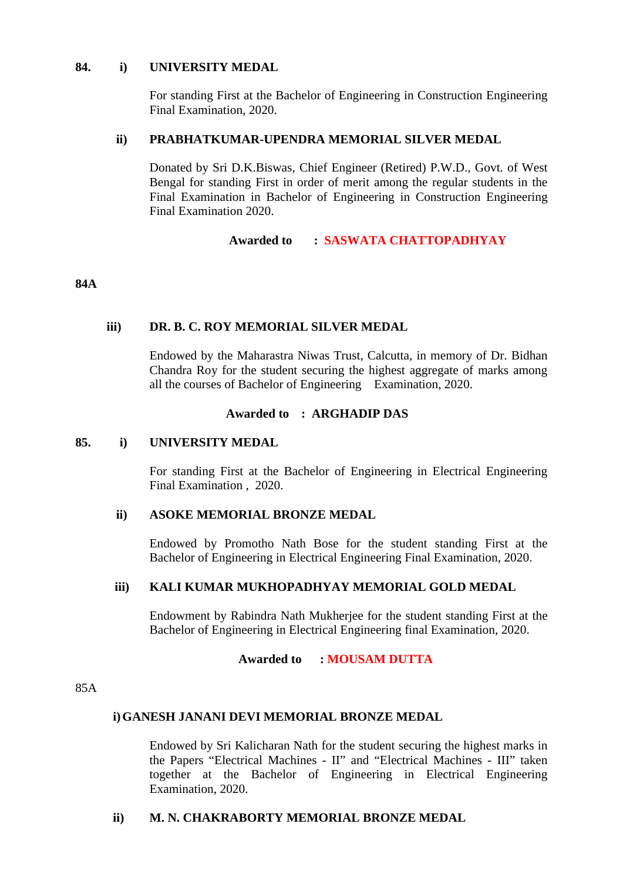**84. i) UNIVERSITY MEDAL**

For standing First at the Bachelor of Engineering in Construction Engineering Final Examination, 2020.

**ii) PRABHATKUMAR-UPENDRA MEMORIAL SILVER MEDAL**

Donated by Sri D.K.Biswas, Chief Engineer (Retired) P.W.D., Govt. of West Bengal for standing First in order of merit among the regular students in the Final Examination in Bachelor of Engineering in Construction Engineering Final Examination 2020.

**Awarded to : SASWATA CHATTOPADHYAY**

**84A**

**iii) DR. B. C. ROY MEMORIAL SILVER MEDAL**

Endowed by the Maharastra Niwas Trust, Calcutta, in memory of Dr. Bidhan Chandra Roy for the student securing the highest aggregate of marks among all the courses of Bachelor of Engineering Examination, 2020.

**Awarded to : ARGHADIP DAS**

**85. i) UNIVERSITY MEDAL**

For standing First at the Bachelor of Engineering in Electrical Engineering Final Examination , 2020.

**ii) ASOKE MEMORIAL BRONZE MEDAL**

Endowed by Promotho Nath Bose for the student standing First at the Bachelor of Engineering in Electrical Engineering Final Examination, 2020.

**iii) KALI KUMAR MUKHOPADHYAY MEMORIAL GOLD MEDAL**

Endowment by Rabindra Nath Mukherjee for the student standing First at the Bachelor of Engineering in Electrical Engineering final Examination, 2020.

**Awarded to : MOUSAM DUTTA**

85A

**i) GANESH JANANI DEVI MEMORIAL BRONZE MEDAL**

Endowed by Sri Kalicharan Nath for the student securing the highest marks in the Papers “Electrical Machines - II” and “Electrical Machines - III” taken together at the Bachelor of Engineering in Electrical Engineering Examination, 2020.

**ii) M. N. CHAKRABORTY MEMORIAL BRONZE MEDAL**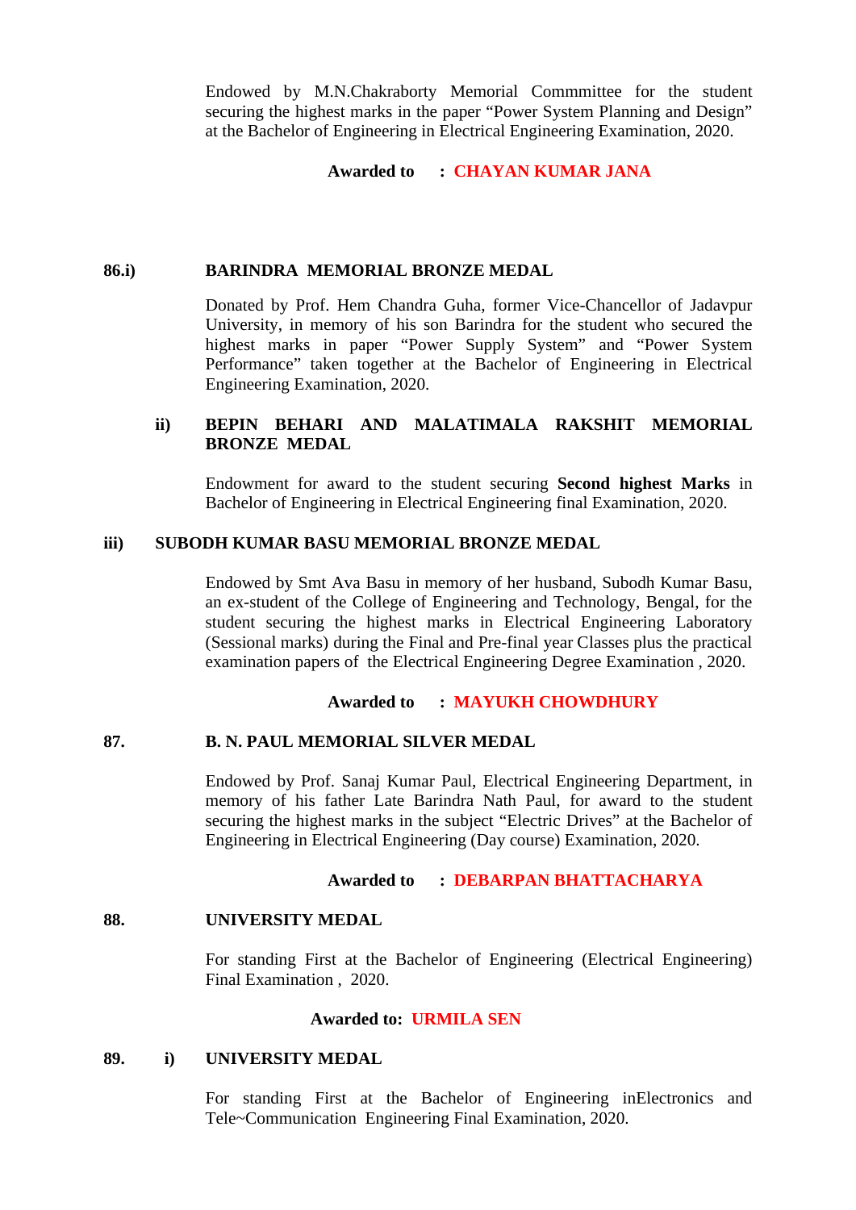Endowed by M.N.Chakraborty Memorial Commmittee for the student securing the highest marks in the paper "Power System Planning and Design" at the Bachelor of Engineering in Electrical Engineering Examination, 2020.

**Awarded to : CHAYAN KUMAR JANA**

**86.i) BARINDRA MEMORIAL BRONZE MEDAL**

Donated by Prof. Hem Chandra Guha, former Vice-Chancellor of Jadavpur University, in memory of his son Barindra for the student who secured the highest marks in paper "Power Supply System" and "Power System Performance" taken together at the Bachelor of Engineering in Electrical Engineering Examination, 2020.

**ii) BEPIN BEHARI AND MALATIMALA RAKSHIT MEMORIAL BRONZE MEDAL**

Endowment for award to the student securing **Second highest Marks** in Bachelor of Engineering in Electrical Engineering final Examination, 2020.

**iii) SUBODH KUMAR BASU MEMORIAL BRONZE MEDAL**

Endowed by Smt Ava Basu in memory of her husband, Subodh Kumar Basu, an ex-student of the College of Engineering and Technology, Bengal, for the student securing the highest marks in Electrical Engineering Laboratory (Sessional marks) during the Final and Pre-final year Classes plus the practical examination papers of the Electrical Engineering Degree Examination , 2020.

**Awarded to : MAYUKH CHOWDHURY**

**87. B. N. PAUL MEMORIAL SILVER MEDAL**

Endowed by Prof. Sanaj Kumar Paul, Electrical Engineering Department, in memory of his father Late Barindra Nath Paul, for award to the student securing the highest marks in the subject "Electric Drives" at the Bachelor of Engineering in Electrical Engineering (Day course) Examination, 2020.

**Awarded to : DEBARPAN BHATTACHARYA**

**88. UNIVERSITY MEDAL**

For standing First at the Bachelor of Engineering (Electrical Engineering) Final Examination , 2020.

**Awarded to: URMILA SEN**

**89. i) UNIVERSITY MEDAL**

For standing First at the Bachelor of Engineering inElectronics and Tele~Communication Engineering Final Examination, 2020.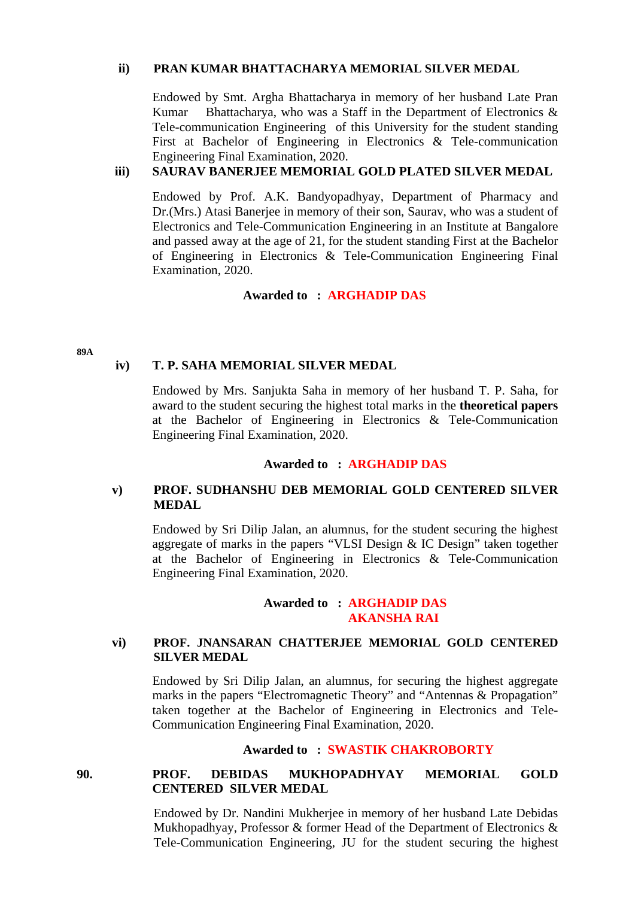**ii) PRAN KUMAR BHATTACHARYA MEMORIAL SILVER MEDAL**

Endowed by Smt. Argha Bhattacharya in memory of her husband Late Pran Kumar Bhattacharya, who was a Staff in the Department of Electronics & Tele-communication Engineering of this University for the student standing First at Bachelor of Engineering in Electronics & Tele-communication Engineering Final Examination, 2020.

**iii) SAURAV BANERJEE MEMORIAL GOLD PLATED SILVER MEDAL**

Endowed by Prof. A.K. Bandyopadhyay, Department of Pharmacy and Dr.(Mrs.) Atasi Banerjee in memory of their son, Saurav, who was a student of Electronics and Tele-Communication Engineering in an Institute at Bangalore and passed away at the age of 21, for the student standing First at the Bachelor of Engineering in Electronics & Tele-Communication Engineering Final Examination, 2020.

**Awarded to : ARGHADIP DAS**

**89A**

**iv) T. P. SAHA MEMORIAL SILVER MEDAL**

Endowed by Mrs. Sanjukta Saha in memory of her husband T. P. Saha, for award to the student securing the highest total marks in the **theoretical papers** at the Bachelor of Engineering in Electronics & Tele-Communication Engineering Final Examination, 2020.

**Awarded to : ARGHADIP DAS**

**v) PROF. SUDHANSHU DEB MEMORIAL GOLD CENTERED SILVER MEDAL**

Endowed by Sri Dilip Jalan, an alumnus, for the student securing the highest aggregate of marks in the papers "VLSI Design & IC Design" taken together at the Bachelor of Engineering in Electronics & Tele-Communication Engineering Final Examination, 2020.

**Awarded to : ARGHADIP DAS**
**AKANSHA RAI**

**vi) PROF. JNANSARAN CHATTERJEE MEMORIAL GOLD CENTERED SILVER MEDAL**

Endowed by Sri Dilip Jalan, an alumnus, for securing the highest aggregate marks in the papers "Electromagnetic Theory" and "Antennas & Propagation" taken together at the Bachelor of Engineering in Electronics and Tele-Communication Engineering Final Examination, 2020.

**Awarded to : SWASTIK CHAKROBORTY**

**90. PROF. DEBIDAS MUKHOPADHYAY MEMORIAL GOLD CENTERED SILVER MEDAL**

Endowed by Dr. Nandini Mukherjee in memory of her husband Late Debidas Mukhopadhyay, Professor & former Head of the Department of Electronics & Tele-Communication Engineering, JU for the student securing the highest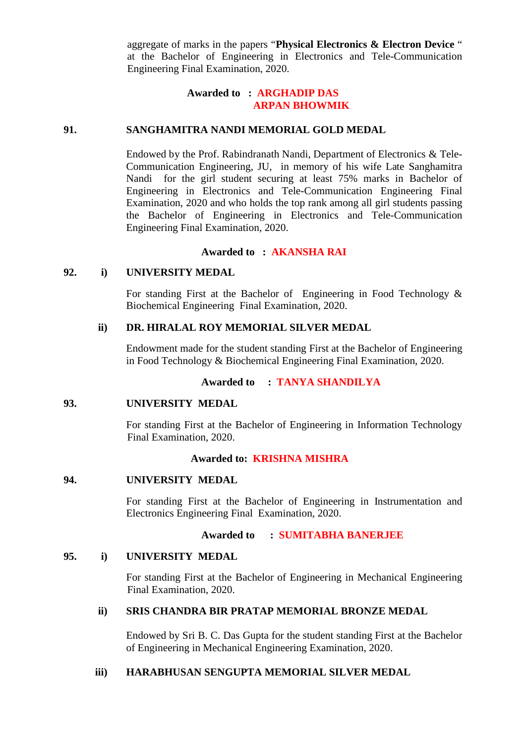aggregate of marks in the papers "**Physical Electronics & Electron Device** " at the Bachelor of Engineering in Electronics and Tele-Communication Engineering Final Examination, 2020.

**Awarded to : ARGHADIP DAS**
**ARPAN BHOWMIK**

**91. SANGHAMITRA NANDI MEMORIAL GOLD MEDAL**

Endowed by the Prof. Rabindranath Nandi, Department of Electronics & Tele-Communication Engineering, JU, in memory of his wife Late Sanghamitra Nandi for the girl student securing at least 75% marks in Bachelor of Engineering in Electronics and Tele-Communication Engineering Final Examination, 2020 and who holds the top rank among all girl students passing the Bachelor of Engineering in Electronics and Tele-Communication Engineering Final Examination, 2020.

**Awarded to : AKANSHA RAI**

**92. i) UNIVERSITY MEDAL**

For standing First at the Bachelor of Engineering in Food Technology & Biochemical Engineering Final Examination, 2020.

**ii) DR. HIRALAL ROY MEMORIAL SILVER MEDAL**

Endowment made for the student standing First at the Bachelor of Engineering in Food Technology & Biochemical Engineering Final Examination, 2020.

**Awarded to : TANYA SHANDILYA**

**93. UNIVERSITY MEDAL**

For standing First at the Bachelor of Engineering in Information Technology Final Examination, 2020.

**Awarded to: KRISHNA MISHRA**

**94. UNIVERSITY MEDAL**

For standing First at the Bachelor of Engineering in Instrumentation and Electronics Engineering Final Examination, 2020.

**Awarded to : SUMITABHA BANERJEE**

**95. i) UNIVERSITY MEDAL**

For standing First at the Bachelor of Engineering in Mechanical Engineering Final Examination, 2020.

**ii) SRIS CHANDRA BIR PRATAP MEMORIAL BRONZE MEDAL**

Endowed by Sri B. C. Das Gupta for the student standing First at the Bachelor of Engineering in Mechanical Engineering Examination, 2020.

**iii) HARABHUSAN SENGUPTA MEMORIAL SILVER MEDAL**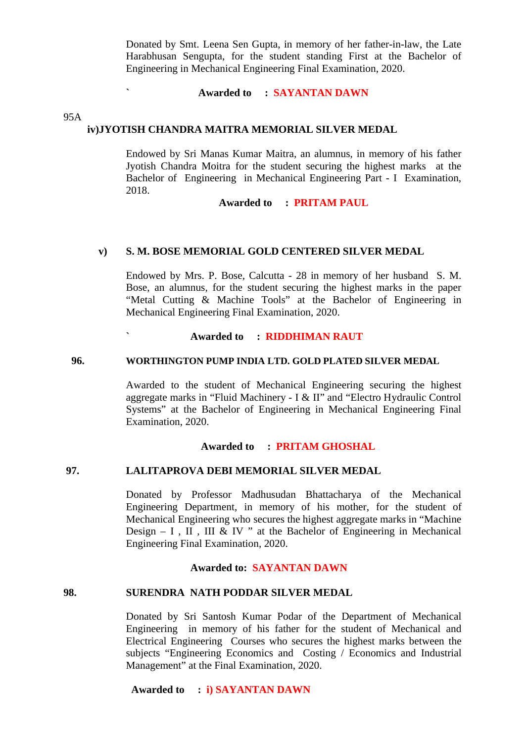Donated by Smt. Leena Sen Gupta, in memory of her father-in-law, the Late Harabhusan Sengupta, for the student standing First at the Bachelor of Engineering in Mechanical Engineering Final Examination, 2020.

` **Awarded to : SAYANTAN DAWN**

95A

**iv)JYOTISH CHANDRA MAITRA MEMORIAL SILVER MEDAL**

Endowed by Sri Manas Kumar Maitra, an alumnus, in memory of his father Jyotish Chandra Moitra for the student securing the highest marks at the Bachelor of Engineering in Mechanical Engineering Part - I Examination, 2018.

**Awarded to : PRITAM PAUL**

**v) S. M. BOSE MEMORIAL GOLD CENTERED SILVER MEDAL**

Endowed by Mrs. P. Bose, Calcutta - 28 in memory of her husband S. M. Bose, an alumnus, for the student securing the highest marks in the paper "Metal Cutting & Machine Tools" at the Bachelor of Engineering in Mechanical Engineering Final Examination, 2020.

` **Awarded to : RIDDHIMAN RAUT**

**96. WORTHINGTON PUMP INDIA LTD. GOLD PLATED SILVER MEDAL**

Awarded to the student of Mechanical Engineering securing the highest aggregate marks in "Fluid Machinery - I & II" and "Electro Hydraulic Control Systems" at the Bachelor of Engineering in Mechanical Engineering Final Examination, 2020.

**Awarded to : PRITAM GHOSHAL**

**97. LALITAPROVA DEBI MEMORIAL SILVER MEDAL**

Donated by Professor Madhusudan Bhattacharya of the Mechanical Engineering Department, in memory of his mother, for the student of Mechanical Engineering who secures the highest aggregate marks in "Machine Design – I , II , III & IV " at the Bachelor of Engineering in Mechanical Engineering Final Examination, 2020.

**Awarded to: SAYANTAN DAWN**

**98. SURENDRA NATH PODDAR SILVER MEDAL**

Donated by Sri Santosh Kumar Podar of the Department of Mechanical Engineering in memory of his father for the student of Mechanical and Electrical Engineering Courses who secures the highest marks between the subjects "Engineering Economics and Costing / Economics and Industrial Management" at the Final Examination, 2020.

**Awarded to : i) SAYANTAN DAWN**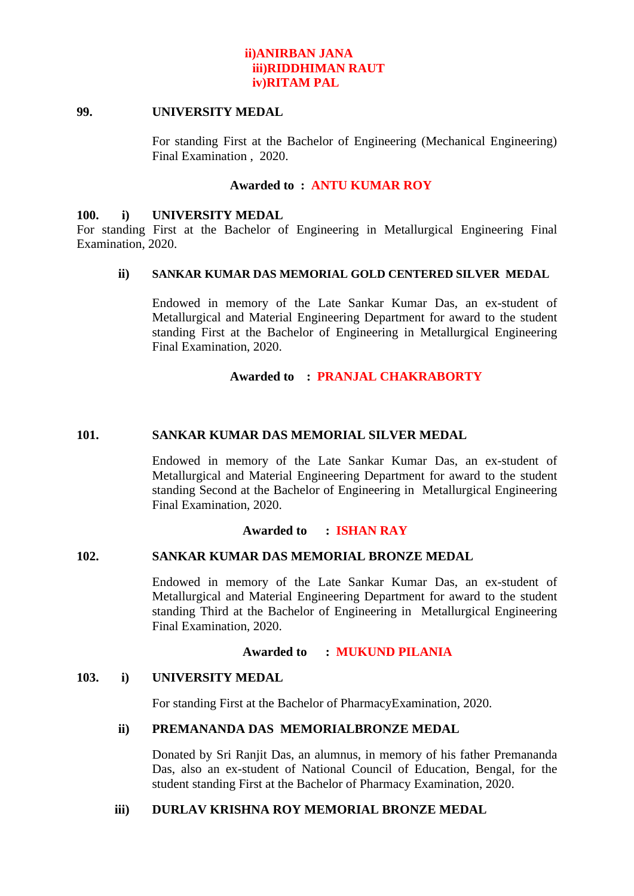**ii)ANIRBAN JANA**
**iii)RIDDHIMAN RAUT**
**iv)RITAM PAL**

**99. UNIVERSITY MEDAL**

For standing First at the Bachelor of Engineering (Mechanical Engineering) Final Examination , 2020.

**Awarded to : ANTU KUMAR ROY**

**100. i) UNIVERSITY MEDAL**

For standing First at the Bachelor of Engineering in Metallurgical Engineering Final Examination, 2020.

**ii) SANKAR KUMAR DAS MEMORIAL GOLD CENTERED SILVER MEDAL**

Endowed in memory of the Late Sankar Kumar Das, an ex-student of Metallurgical and Material Engineering Department for award to the student standing First at the Bachelor of Engineering in Metallurgical Engineering Final Examination, 2020.

**Awarded to : PRANJAL CHAKRABORTY**

**101. SANKAR KUMAR DAS MEMORIAL SILVER MEDAL**

Endowed in memory of the Late Sankar Kumar Das, an ex-student of Metallurgical and Material Engineering Department for award to the student standing Second at the Bachelor of Engineering in Metallurgical Engineering Final Examination, 2020.

**Awarded to : ISHAN RAY**

**102. SANKAR KUMAR DAS MEMORIAL BRONZE MEDAL**

Endowed in memory of the Late Sankar Kumar Das, an ex-student of Metallurgical and Material Engineering Department for award to the student standing Third at the Bachelor of Engineering in Metallurgical Engineering Final Examination, 2020.

**Awarded to : MUKUND PILANIA**

**103. i) UNIVERSITY MEDAL**

For standing First at the Bachelor of PharmacyExamination, 2020.

**ii) PREMANANDA DAS MEMORIALBRONZE MEDAL**

Donated by Sri Ranjit Das, an alumnus, in memory of his father Premananda Das, also an ex-student of National Council of Education, Bengal, for the student standing First at the Bachelor of Pharmacy Examination, 2020.

**iii) DURLAV KRISHNA ROY MEMORIAL BRONZE MEDAL**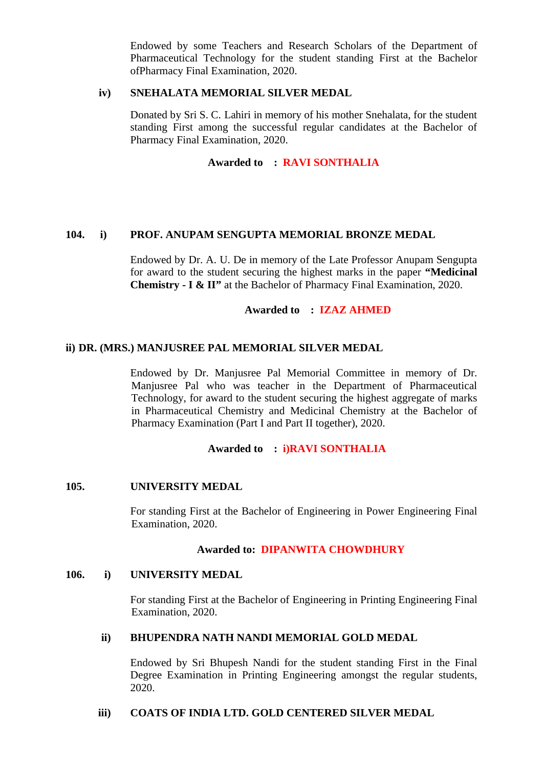Endowed by some Teachers and Research Scholars of the Department of Pharmaceutical Technology for the student standing First at the Bachelor ofPharmacy Final Examination, 2020.

**iv) SNEHALATA MEMORIAL SILVER MEDAL**

Donated by Sri S. C. Lahiri in memory of his mother Snehalata, for the student standing First among the successful regular candidates at the Bachelor of Pharmacy Final Examination, 2020.

**Awarded to : RAVI SONTHALIA**

**104. i) PROF. ANUPAM SENGUPTA MEMORIAL BRONZE MEDAL**

Endowed by Dr. A. U. De in memory of the Late Professor Anupam Sengupta for award to the student securing the highest marks in the paper **"Medicinal Chemistry - I & II"** at the Bachelor of Pharmacy Final Examination, 2020.

**Awarded to : IZAZ AHMED**

**ii) DR. (MRS.) MANJUSREE PAL MEMORIAL SILVER MEDAL**

Endowed by Dr. Manjusree Pal Memorial Committee in memory of Dr. Manjusree Pal who was teacher in the Department of Pharmaceutical Technology, for award to the student securing the highest aggregate of marks in Pharmaceutical Chemistry and Medicinal Chemistry at the Bachelor of Pharmacy Examination (Part I and Part II together), 2020.

**Awarded to : i)RAVI SONTHALIA**

**105. UNIVERSITY MEDAL**

For standing First at the Bachelor of Engineering in Power Engineering Final Examination, 2020.

**Awarded to: DIPANWITA CHOWDHURY**

**106. i) UNIVERSITY MEDAL**

For standing First at the Bachelor of Engineering in Printing Engineering Final Examination, 2020.

**ii) BHUPENDRA NATH NANDI MEMORIAL GOLD MEDAL**

Endowed by Sri Bhupesh Nandi for the student standing First in the Final Degree Examination in Printing Engineering amongst the regular students, 2020.

**iii) COATS OF INDIA LTD. GOLD CENTERED SILVER MEDAL**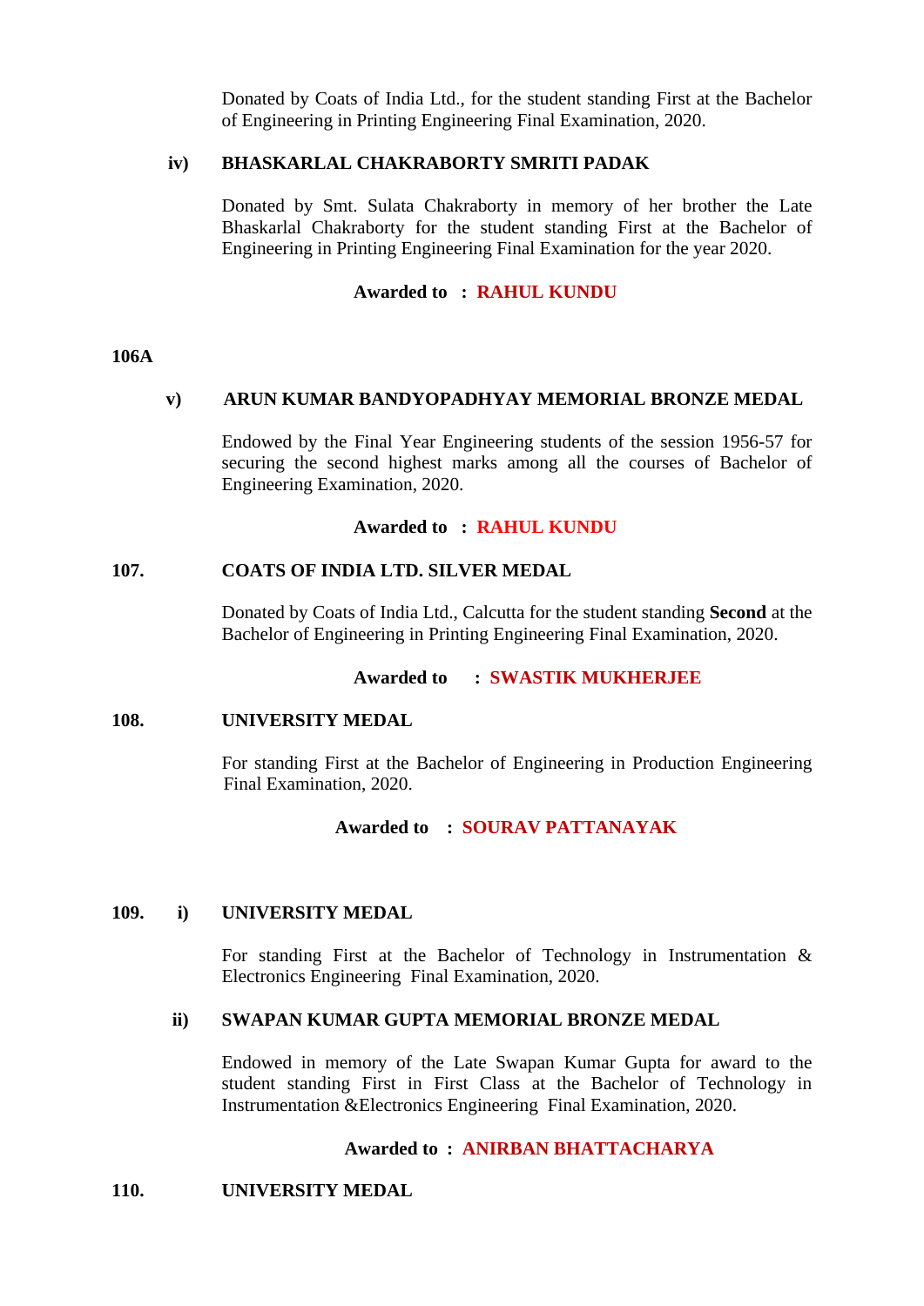Donated by Coats of India Ltd., for the student standing First at the Bachelor of Engineering in Printing Engineering Final Examination, 2020.

**iv) BHASKARLAL CHAKRABORTY SMRITI PADAK**

Donated by Smt. Sulata Chakraborty in memory of her brother the Late Bhaskarlal Chakraborty for the student standing First at the Bachelor of Engineering in Printing Engineering Final Examination for the year 2020.

**Awarded to : RAHUL KUNDU**

**106A**

**v) ARUN KUMAR BANDYOPADHYAY MEMORIAL BRONZE MEDAL**

Endowed by the Final Year Engineering students of the session 1956-57 for securing the second highest marks among all the courses of Bachelor of Engineering Examination, 2020.

**Awarded to : RAHUL KUNDU**

**107. COATS OF INDIA LTD. SILVER MEDAL**

Donated by Coats of India Ltd., Calcutta for the student standing **Second** at the Bachelor of Engineering in Printing Engineering Final Examination, 2020.

**Awarded to : SWASTIK MUKHERJEE**

**108. UNIVERSITY MEDAL**

For standing First at the Bachelor of Engineering in Production Engineering Final Examination, 2020.

**Awarded to : SOURAV PATTANAYAK**

**109. i) UNIVERSITY MEDAL**

For standing First at the Bachelor of Technology in Instrumentation & Electronics Engineering Final Examination, 2020.

**ii) SWAPAN KUMAR GUPTA MEMORIAL BRONZE MEDAL**

Endowed in memory of the Late Swapan Kumar Gupta for award to the student standing First in First Class at the Bachelor of Technology in Instrumentation &Electronics Engineering Final Examination, 2020.

**Awarded to : ANIRBAN BHATTACHARYA**

**110. UNIVERSITY MEDAL**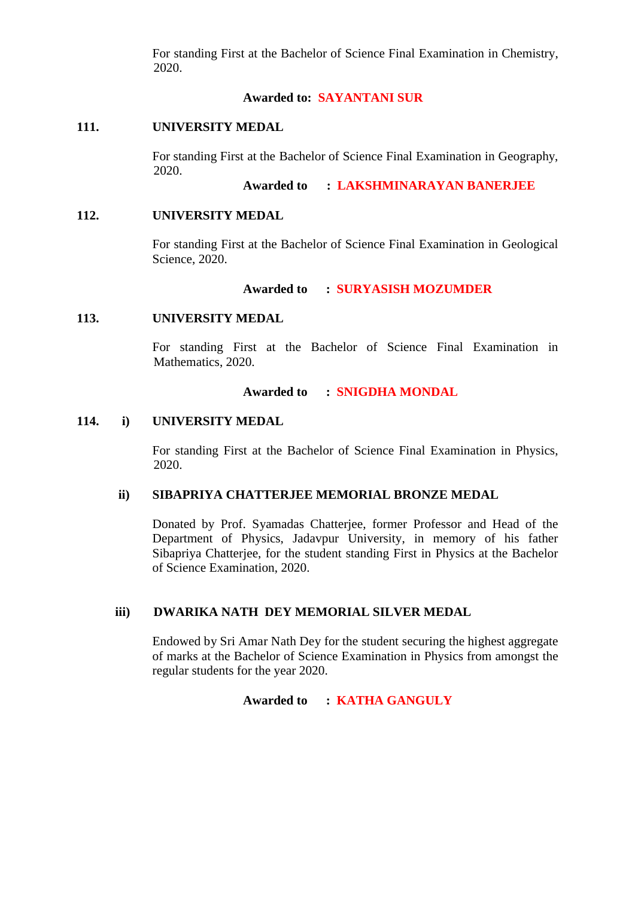For standing First at the Bachelor of Science Final Examination in Chemistry, 2020.

**Awarded to: SAYANTANI SUR**

**111. UNIVERSITY MEDAL**

For standing First at the Bachelor of Science Final Examination in Geography, 2020.

**Awarded to : LAKSHMINARAYAN BANERJEE**

**112. UNIVERSITY MEDAL**

For standing First at the Bachelor of Science Final Examination in Geological Science, 2020.

**Awarded to : SURYASISH MOZUMDER**

**113. UNIVERSITY MEDAL**

For standing First at the Bachelor of Science Final Examination in Mathematics, 2020.

**Awarded to : SNIGDHA MONDAL**

**114. i) UNIVERSITY MEDAL**

For standing First at the Bachelor of Science Final Examination in Physics, 2020.

**ii) SIBAPRIYA CHATTERJEE MEMORIAL BRONZE MEDAL**

Donated by Prof. Syamadas Chatterjee, former Professor and Head of the Department of Physics, Jadavpur University, in memory of his father Sibapriya Chatterjee, for the student standing First in Physics at the Bachelor of Science Examination, 2020.

**iii) DWARIKA NATH DEY MEMORIAL SILVER MEDAL**

Endowed by Sri Amar Nath Dey for the student securing the highest aggregate of marks at the Bachelor of Science Examination in Physics from amongst the regular students for the year 2020.

**Awarded to : KATHA GANGULY**